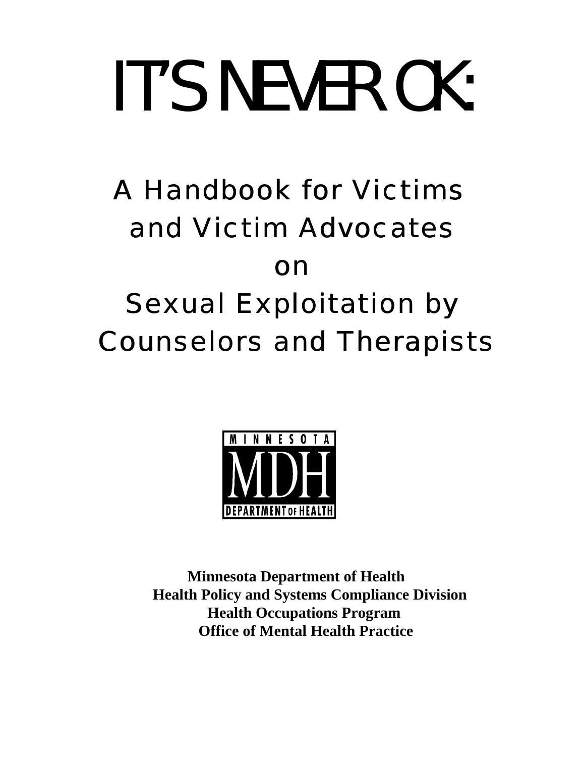# IT'S NEVER OK:

## A Handbook for Victims and Victim Advocates on Sexual Exploitation by Counselors and Therapists

MINNESOTA MDH DEPARTMENT OF HEALTH

**Minnesota Department of Health**
**Health Policy and Systems Compliance Division**
**Health Occupations Program**
**Office of Mental Health Practice**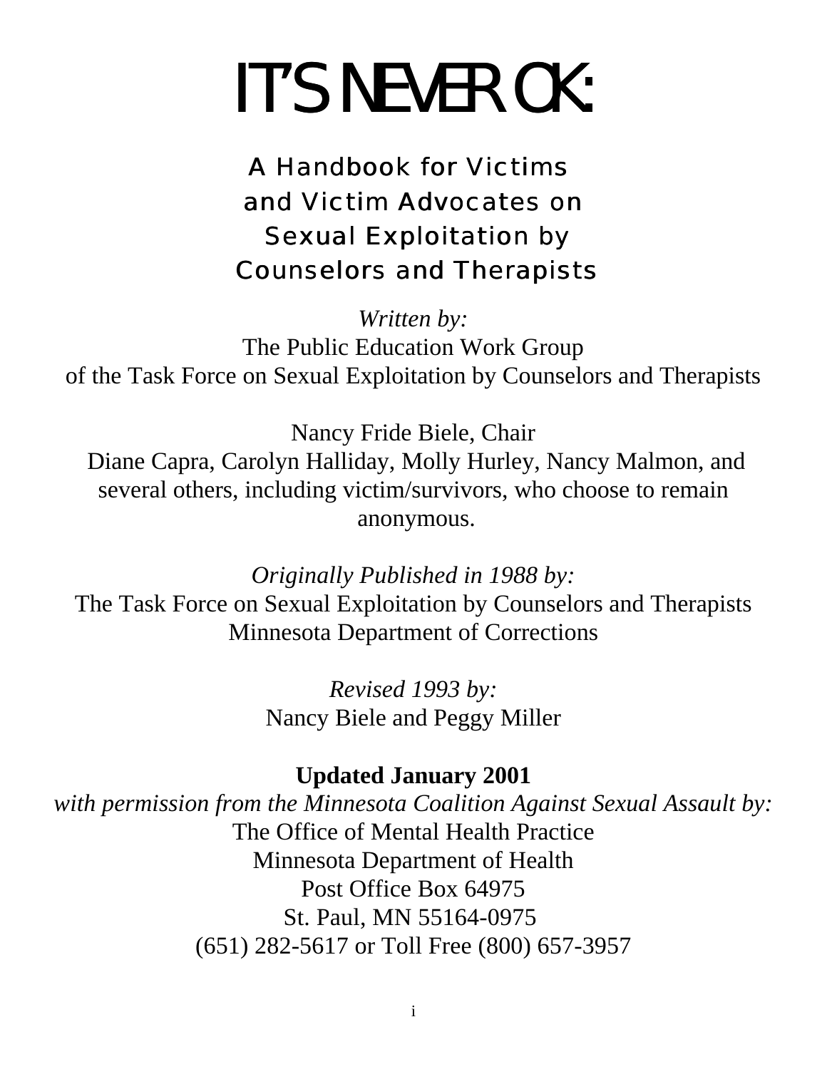# IT'S NEVER OK:

## A Handbook for Victims and Victim Advocates on Sexual Exploitation by Counselors and Therapists

*Written by:*
The Public Education Work Group
of the Task Force on Sexual Exploitation by Counselors and Therapists

Nancy Fride Biele, Chair
Diane Capra, Carolyn Halliday, Molly Hurley, Nancy Malmon, and several others, including victim/survivors, who choose to remain anonymous.

*Originally Published in 1988 by:*
The Task Force on Sexual Exploitation by Counselors and Therapists
Minnesota Department of Corrections

*Revised 1993 by:*
Nancy Biele and Peggy Miller

**Updated January 2001**
*with permission from the Minnesota Coalition Against Sexual Assault by:*
The Office of Mental Health Practice
Minnesota Department of Health
Post Office Box 64975
St. Paul, MN 55164-0975
(651) 282-5617 or Toll Free (800) 657-3957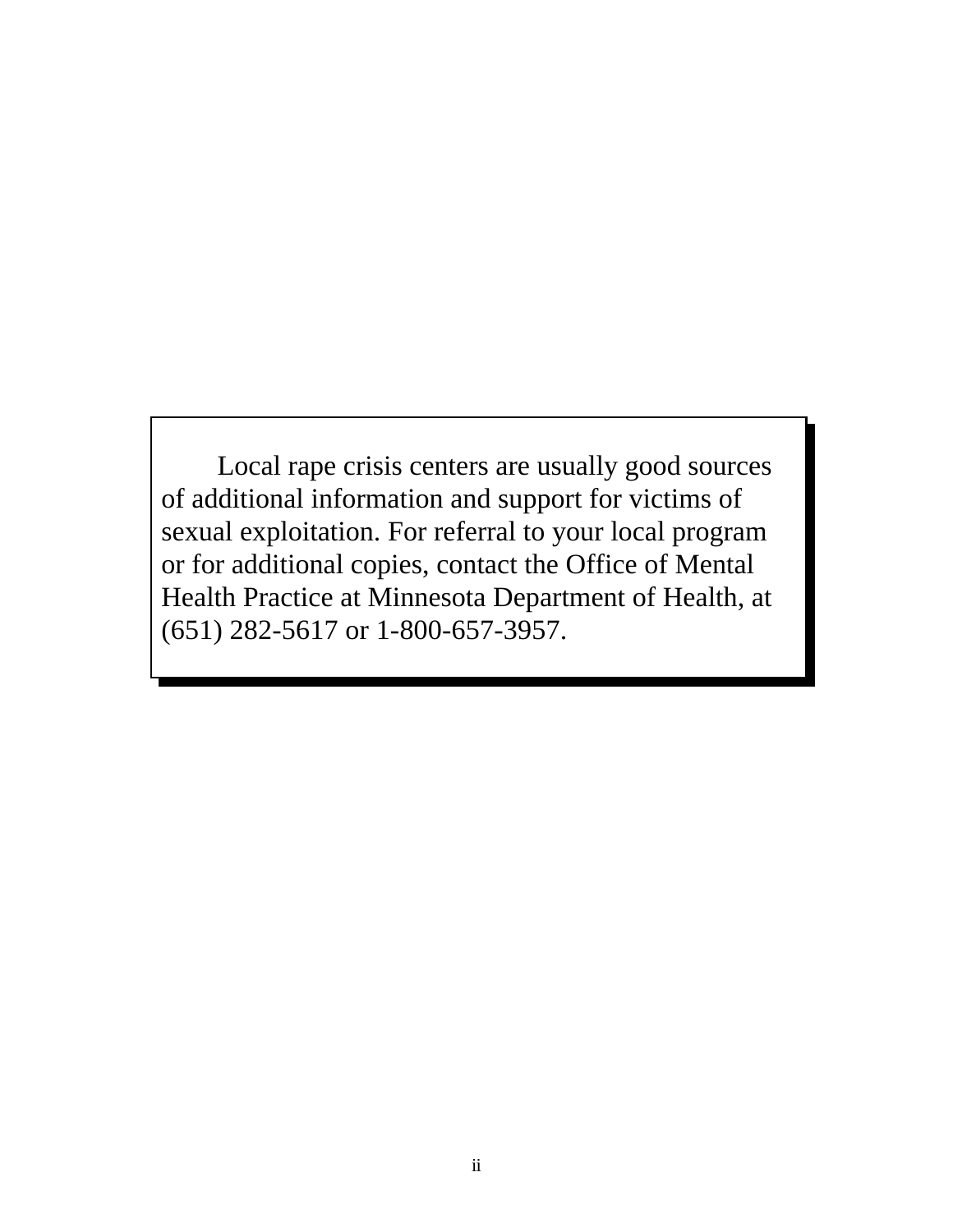Local rape crisis centers are usually good sources of additional information and support for victims of sexual exploitation. For referral to your local program or for additional copies, contact the Office of Mental Health Practice at Minnesota Department of Health, at (651) 282-5617 or 1-800-657-3957.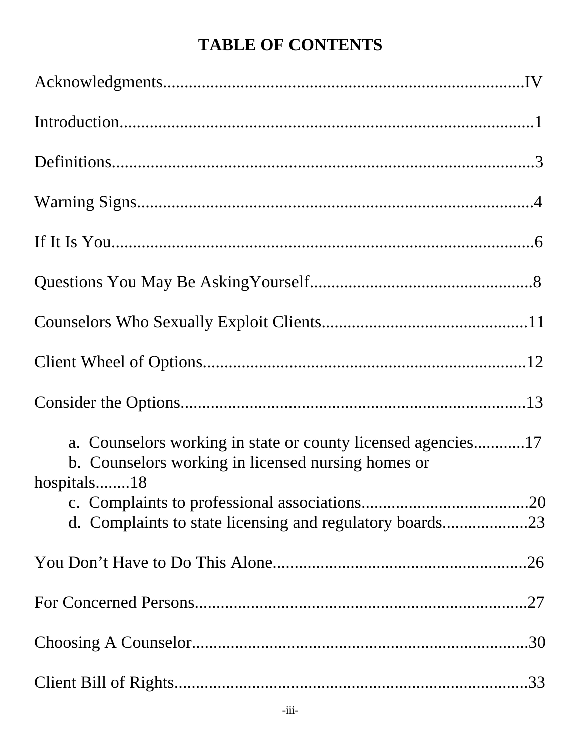# TABLE OF CONTENTS

Acknowledgments.........................................................................IV

Introduction.....................................................................................1

Definitions........................................................................................3

Warning Signs...................................................................................4

If It Is You..........................................................................................6

Questions You May Be AskingYourself.....................................................8

Counselors Who Sexually Exploit Clients................................................11

Client Wheel of Options............................................................................12

Consider the Options...................................................................................13

- a. Counselors working in state or county licensed agencies............17
- b. Counselors working in licensed nursing homes or hospitals........18
- c. Complaints to professional associations........................................20
- d. Complaints to state licensing and regulatory boards....................23

You Don't Have to Do This Alone...........................................................26

For Concerned Persons.................................................................................27

Choosing A Counselor..................................................................................30

Client Bill of Rights.......................................................................................33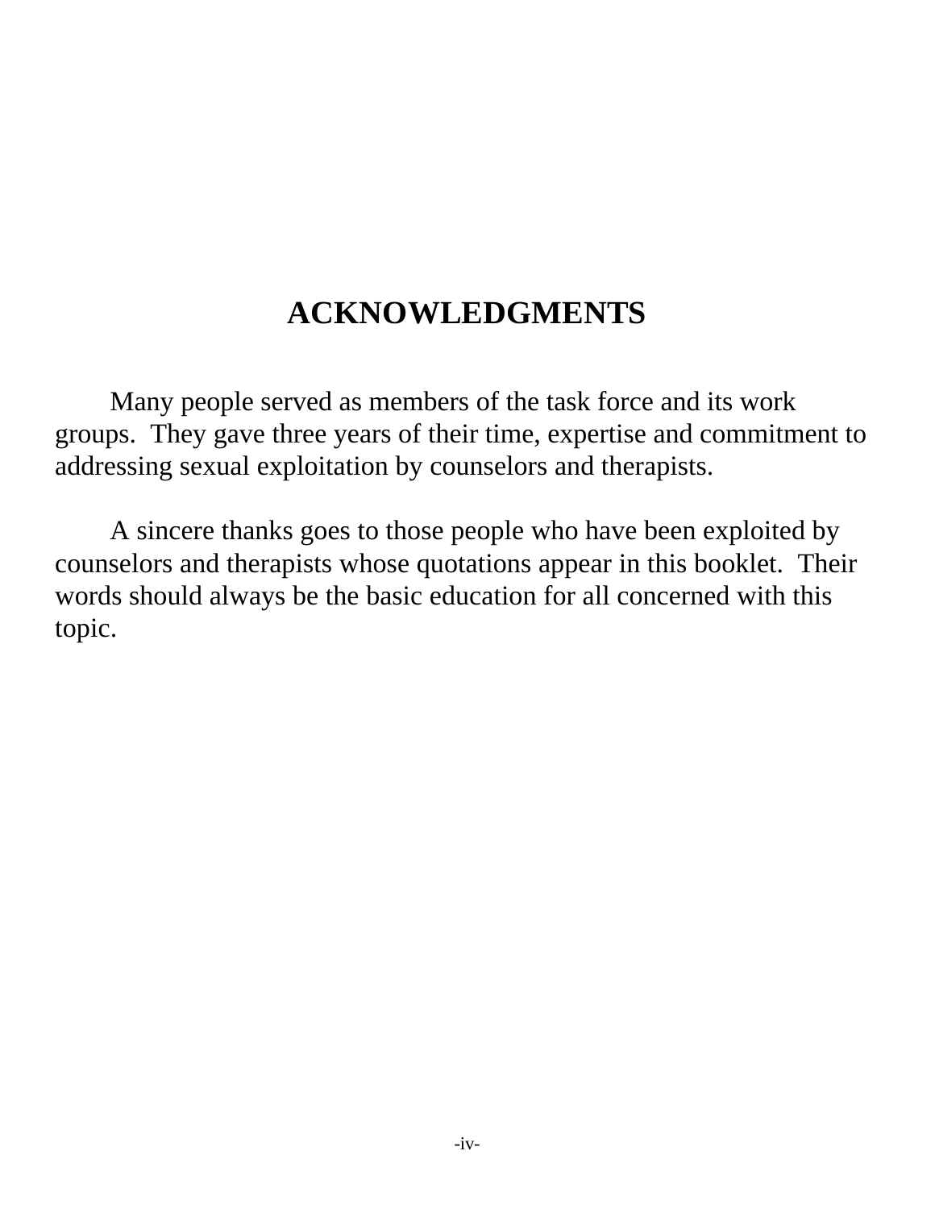# ACKNOWLEDGMENTS

Many people served as members of the task force and its work groups. They gave three years of their time, expertise and commitment to addressing sexual exploitation by counselors and therapists.

A sincere thanks goes to those people who have been exploited by counselors and therapists whose quotations appear in this booklet. Their words should always be the basic education for all concerned with this topic.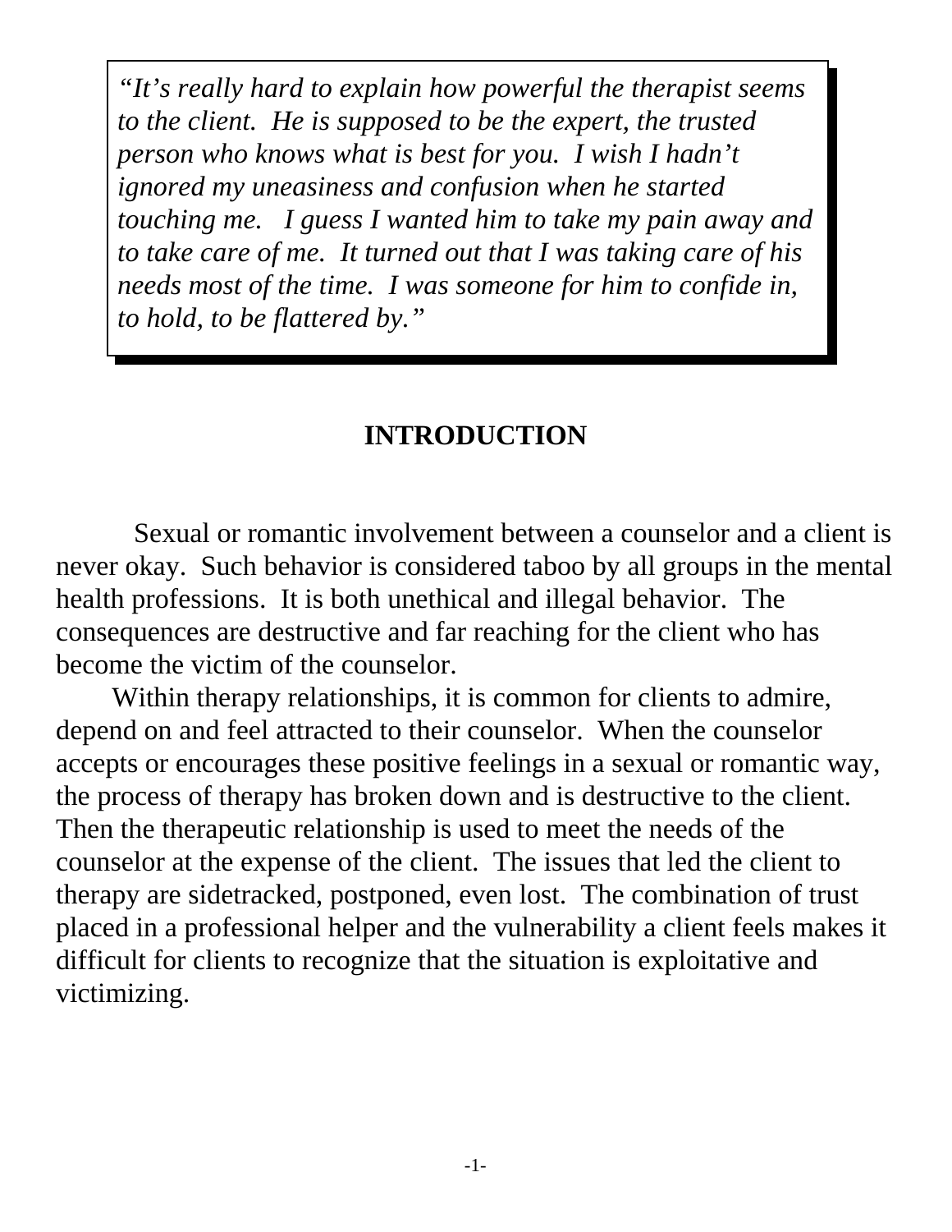> *"It's really hard to explain how powerful the therapist seems to the client. He is supposed to be the expert, the trusted person who knows what is best for you. I wish I hadn't ignored my uneasiness and confusion when he started touching me. I guess I wanted him to take my pain away and to take care of me. It turned out that I was taking care of his needs most of the time. I was someone for him to confide in, to hold, to be flattered by."*

## INTRODUCTION

Sexual or romantic involvement between a counselor and a client is never okay. Such behavior is considered taboo by all groups in the mental health professions. It is both unethical and illegal behavior. The consequences are destructive and far reaching for the client who has become the victim of the counselor.

Within therapy relationships, it is common for clients to admire, depend on and feel attracted to their counselor. When the counselor accepts or encourages these positive feelings in a sexual or romantic way, the process of therapy has broken down and is destructive to the client. Then the therapeutic relationship is used to meet the needs of the counselor at the expense of the client. The issues that led the client to therapy are sidetracked, postponed, even lost. The combination of trust placed in a professional helper and the vulnerability a client feels makes it difficult for clients to recognize that the situation is exploitative and victimizing.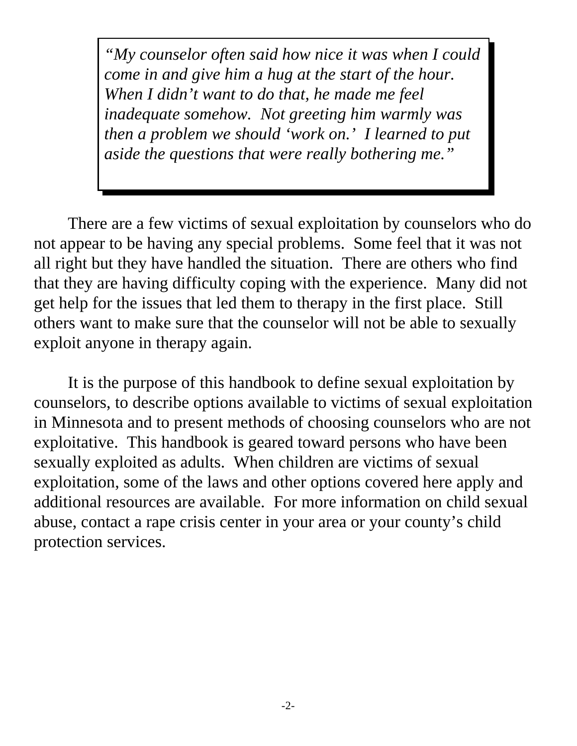> *"My counselor often said how nice it was when I could come in and give him a hug at the start of the hour. When I didn't want to do that, he made me feel inadequate somehow. Not greeting him warmly was then a problem we should 'work on.' I learned to put aside the questions that were really bothering me."*

There are a few victims of sexual exploitation by counselors who do not appear to be having any special problems. Some feel that it was not all right but they have handled the situation. There are others who find that they are having difficulty coping with the experience. Many did not get help for the issues that led them to therapy in the first place. Still others want to make sure that the counselor will not be able to sexually exploit anyone in therapy again.

It is the purpose of this handbook to define sexual exploitation by counselors, to describe options available to victims of sexual exploitation in Minnesota and to present methods of choosing counselors who are not exploitative. This handbook is geared toward persons who have been sexually exploited as adults. When children are victims of sexual exploitation, some of the laws and other options covered here apply and additional resources are available. For more information on child sexual abuse, contact a rape crisis center in your area or your county's child protection services.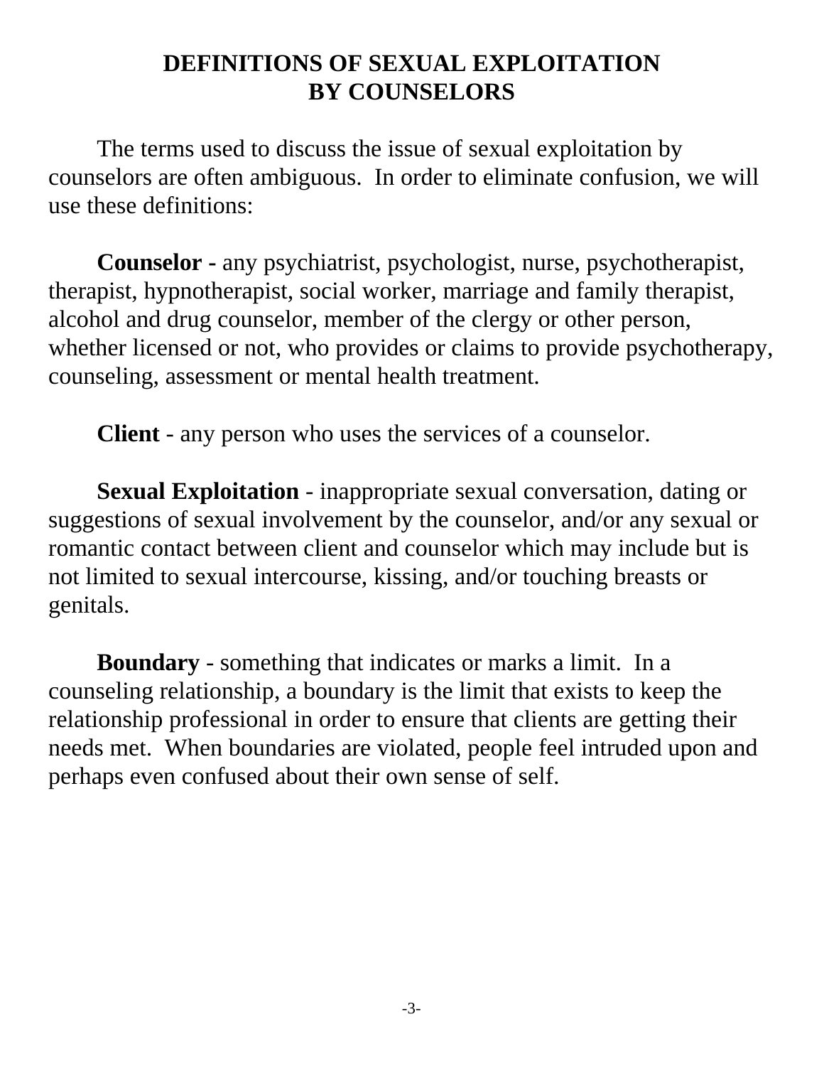# DEFINITIONS OF SEXUAL EXPLOITATION BY COUNSELORS

The terms used to discuss the issue of sexual exploitation by counselors are often ambiguous. In order to eliminate confusion, we will use these definitions:

**Counselor -** any psychiatrist, psychologist, nurse, psychotherapist, therapist, hypnotherapist, social worker, marriage and family therapist, alcohol and drug counselor, member of the clergy or other person, whether licensed or not, who provides or claims to provide psychotherapy, counseling, assessment or mental health treatment.

**Client** - any person who uses the services of a counselor.

**Sexual Exploitation** - inappropriate sexual conversation, dating or suggestions of sexual involvement by the counselor, and/or any sexual or romantic contact between client and counselor which may include but is not limited to sexual intercourse, kissing, and/or touching breasts or genitals.

**Boundary** - something that indicates or marks a limit. In a counseling relationship, a boundary is the limit that exists to keep the relationship professional in order to ensure that clients are getting their needs met. When boundaries are violated, people feel intruded upon and perhaps even confused about their own sense of self.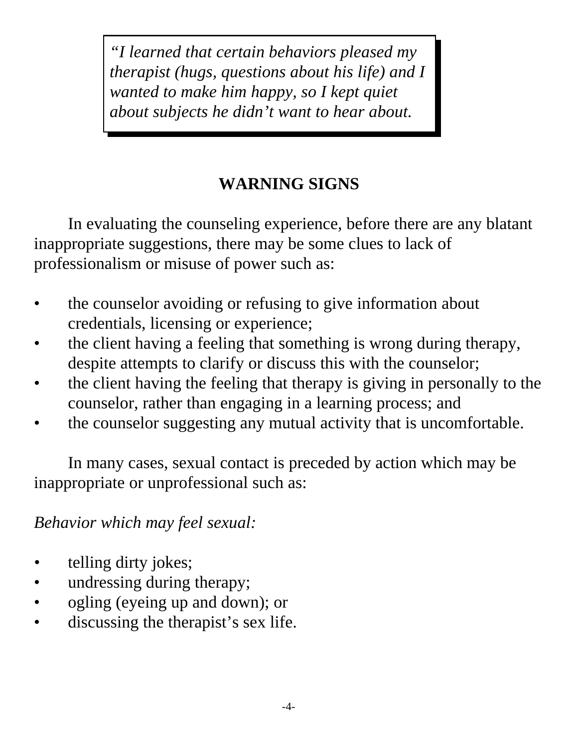> *"I learned that certain behaviors pleased my therapist (hugs, questions about his life) and I wanted to make him happy, so I kept quiet about subjects he didn't want to hear about.*

## WARNING SIGNS

In evaluating the counseling experience, before there are any blatant inappropriate suggestions, there may be some clues to lack of professionalism or misuse of power such as:

- the counselor avoiding or refusing to give information about credentials, licensing or experience;
- the client having a feeling that something is wrong during therapy, despite attempts to clarify or discuss this with the counselor;
- the client having the feeling that therapy is giving in personally to the counselor, rather than engaging in a learning process; and
- the counselor suggesting any mutual activity that is uncomfortable.

In many cases, sexual contact is preceded by action which may be inappropriate or unprofessional such as:

*Behavior which may feel sexual:*

- telling dirty jokes;
- undressing during therapy;
- ogling (eyeing up and down); or
- discussing the therapist's sex life.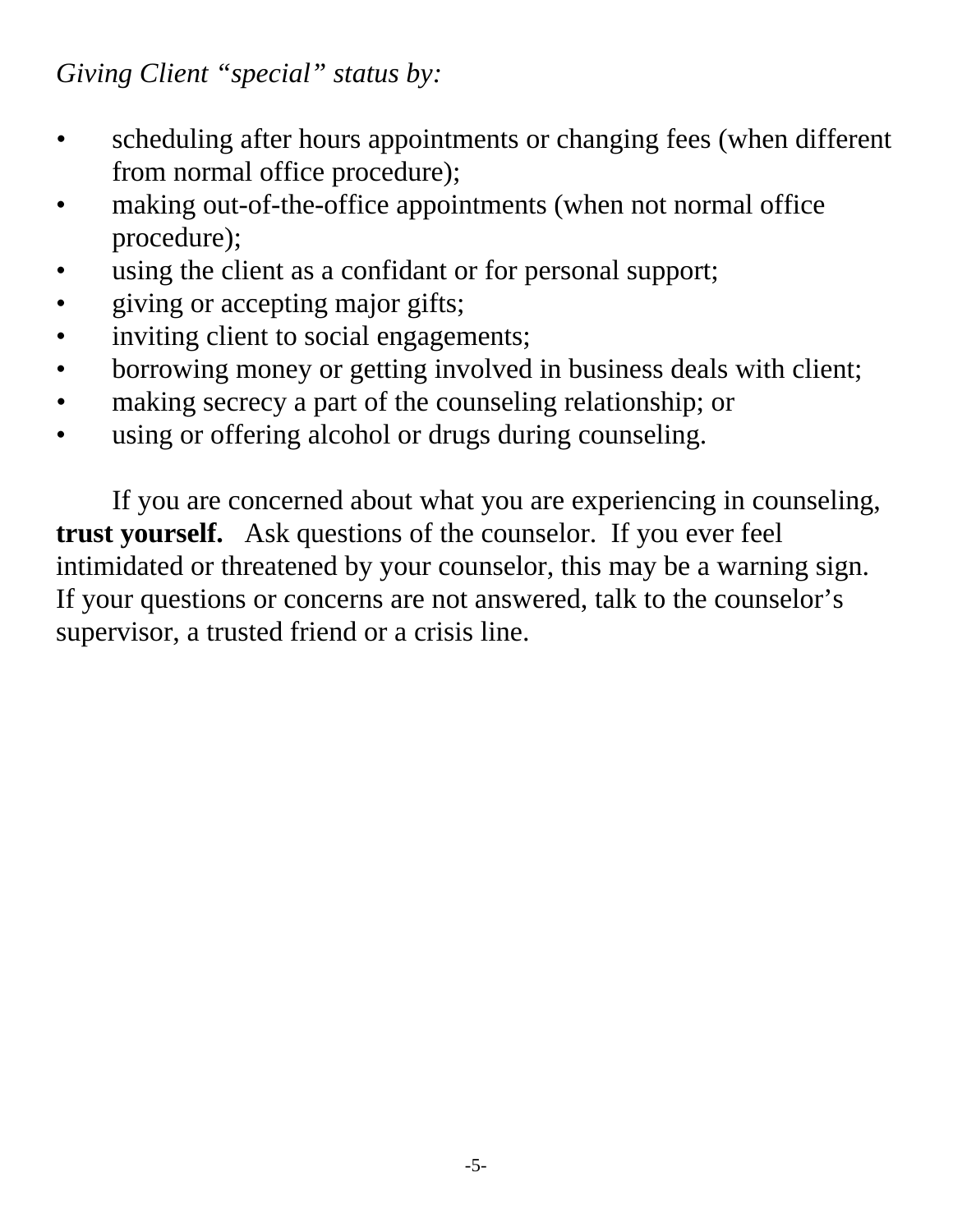*Giving Client "special" status by:*

- scheduling after hours appointments or changing fees (when different from normal office procedure);
- making out-of-the-office appointments (when not normal office procedure);
- using the client as a confidant or for personal support;
- giving or accepting major gifts;
- inviting client to social engagements;
- borrowing money or getting involved in business deals with client;
- making secrecy a part of the counseling relationship; or
- using or offering alcohol or drugs during counseling.

If you are concerned about what you are experiencing in counseling, **trust yourself.** Ask questions of the counselor. If you ever feel intimidated or threatened by your counselor, this may be a warning sign. If your questions or concerns are not answered, talk to the counselor's supervisor, a trusted friend or a crisis line.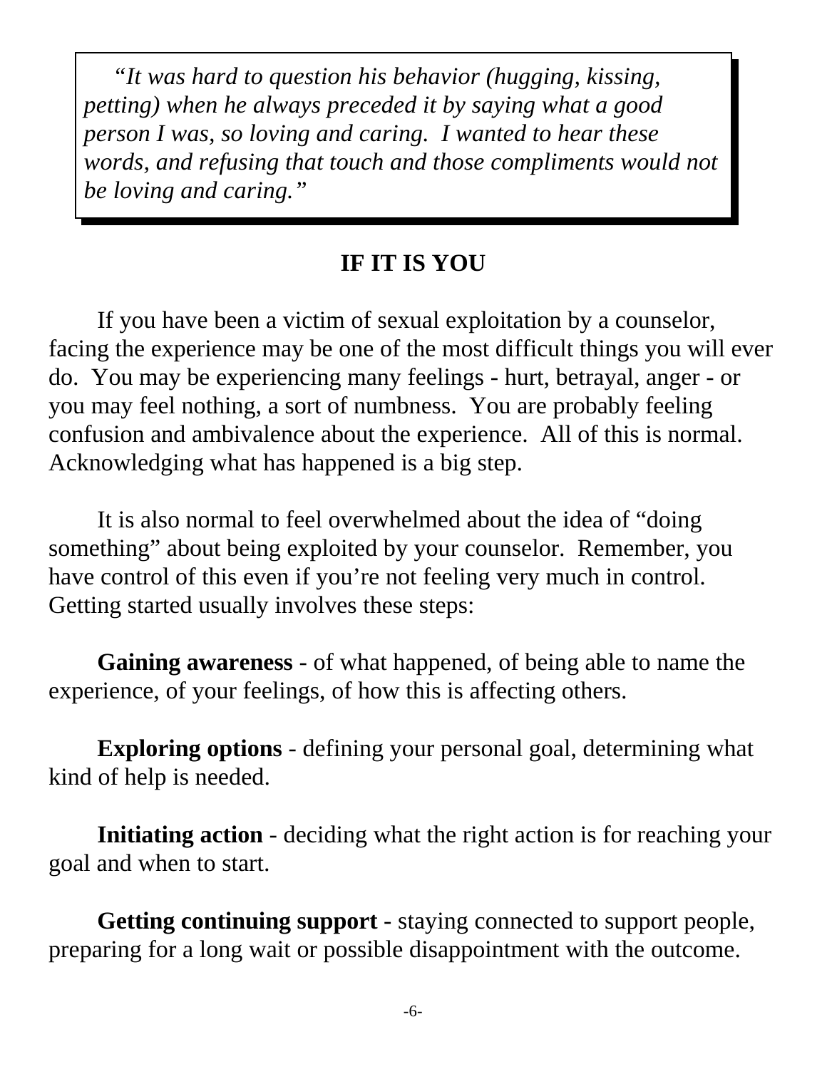> *"It was hard to question his behavior (hugging, kissing, petting) when he always preceded it by saying what a good person I was, so loving and caring. I wanted to hear these words, and refusing that touch and those compliments would not be loving and caring."*

## IF IT IS YOU

If you have been a victim of sexual exploitation by a counselor, facing the experience may be one of the most difficult things you will ever do. You may be experiencing many feelings - hurt, betrayal, anger - or you may feel nothing, a sort of numbness. You are probably feeling confusion and ambivalence about the experience. All of this is normal. Acknowledging what has happened is a big step.

It is also normal to feel overwhelmed about the idea of "doing something" about being exploited by your counselor. Remember, you have control of this even if you're not feeling very much in control. Getting started usually involves these steps:

**Gaining awareness** - of what happened, of being able to name the experience, of your feelings, of how this is affecting others.

**Exploring options** - defining your personal goal, determining what kind of help is needed.

**Initiating action** - deciding what the right action is for reaching your goal and when to start.

**Getting continuing support** - staying connected to support people, preparing for a long wait or possible disappointment with the outcome.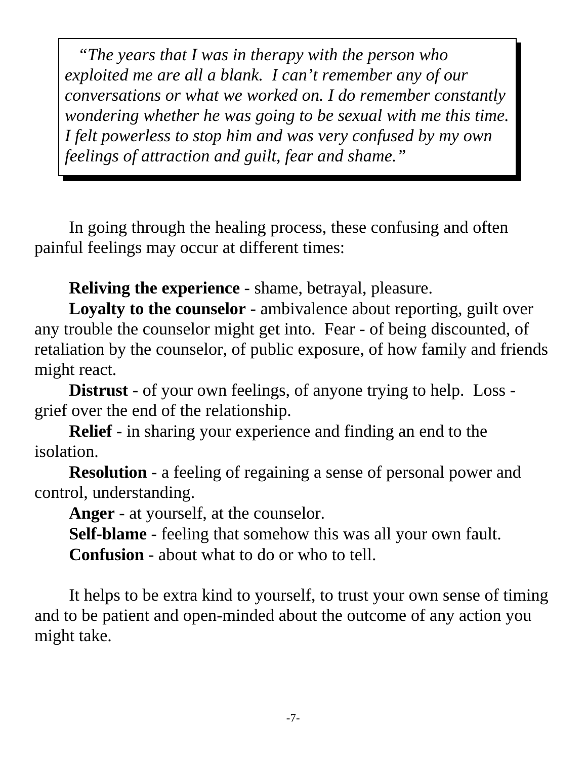> *"The years that I was in therapy with the person who exploited me are all a blank. I can't remember any of our conversations or what we worked on. I do remember constantly wondering whether he was going to be sexual with me this time. I felt powerless to stop him and was very confused by my own feelings of attraction and guilt, fear and shame."*

In going through the healing process, these confusing and often painful feelings may occur at different times:

**Reliving the experience** - shame, betrayal, pleasure.

**Loyalty to the counselor** - ambivalence about reporting, guilt over any trouble the counselor might get into. Fear - of being discounted, of retaliation by the counselor, of public exposure, of how family and friends might react.

**Distrust** - of your own feelings, of anyone trying to help. Loss - grief over the end of the relationship.

**Relief** - in sharing your experience and finding an end to the isolation.

**Resolution** - a feeling of regaining a sense of personal power and control, understanding.

**Anger** - at yourself, at the counselor.

**Self-blame** - feeling that somehow this was all your own fault.

**Confusion** - about what to do or who to tell.

It helps to be extra kind to yourself, to trust your own sense of timing and to be patient and open-minded about the outcome of any action you might take.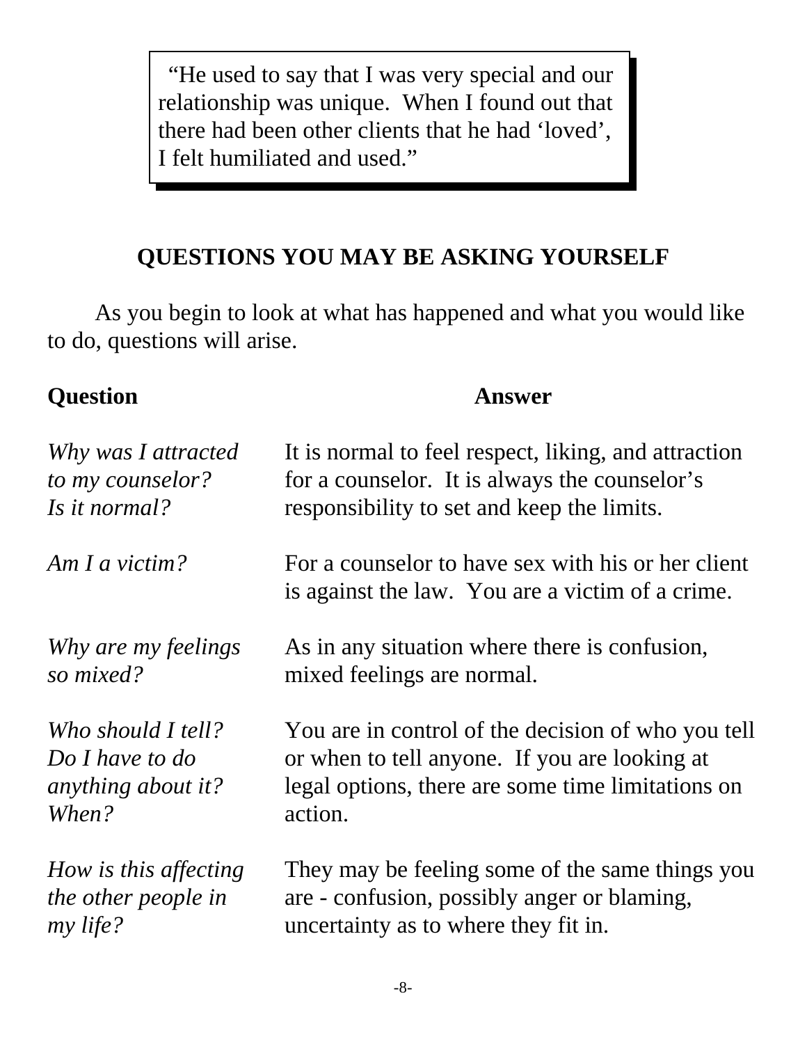> "He used to say that I was very special and our relationship was unique. When I found out that there had been other clients that he had 'loved', I felt humiliated and used."

## QUESTIONS YOU MAY BE ASKING YOURSELF

As you begin to look at what has happened and what you would like to do, questions will arise.

| **Question** | **Answer** |
|---|---|
| *Why was I attracted to my counselor? Is it normal?* | It is normal to feel respect, liking, and attraction for a counselor. It is always the counselor's responsibility to set and keep the limits. |
| *Am I a victim?* | For a counselor to have sex with his or her client is against the law. You are a victim of a crime. |
| *Why are my feelings so mixed?* | As in any situation where there is confusion, mixed feelings are normal. |
| *Who should I tell? Do I have to do anything about it? When?* | You are in control of the decision of who you tell or when to tell anyone. If you are looking at legal options, there are some time limitations on action. |
| *How is this affecting the other people in my life?* | They may be feeling some of the same things you are - confusion, possibly anger or blaming, uncertainty as to where they fit in. |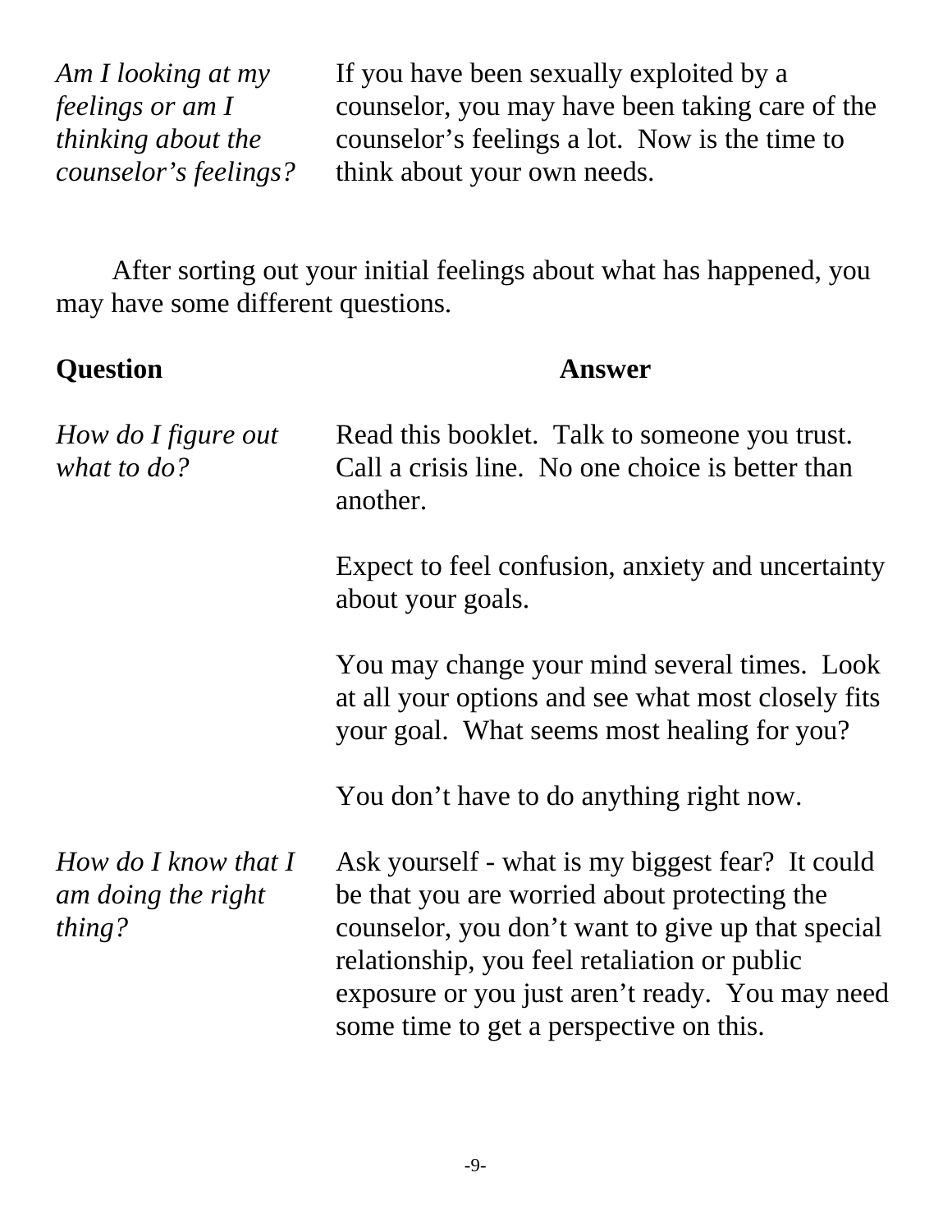| | |
|---|---|
| *Am I looking at my feelings or am I thinking about the counselor's feelings?* | If you have been sexually exploited by a counselor, you may have been taking care of the counselor's feelings a lot. Now is the time to think about your own needs. |

After sorting out your initial feelings about what has happened, you may have some different questions.

| **Question** | **Answer** |
|---|---|
| *How do I figure out what to do?* | Read this booklet. Talk to someone you trust. Call a crisis line. No one choice is better than another.<br><br>Expect to feel confusion, anxiety and uncertainty about your goals.<br><br>You may change your mind several times. Look at all your options and see what most closely fits your goal. What seems most healing for you?<br><br>You don't have to do anything right now. |
| *How do I know that I am doing the right thing?* | Ask yourself - what is my biggest fear? It could be that you are worried about protecting the counselor, you don't want to give up that special relationship, you feel retaliation or public exposure or you just aren't ready. You may need some time to get a perspective on this. |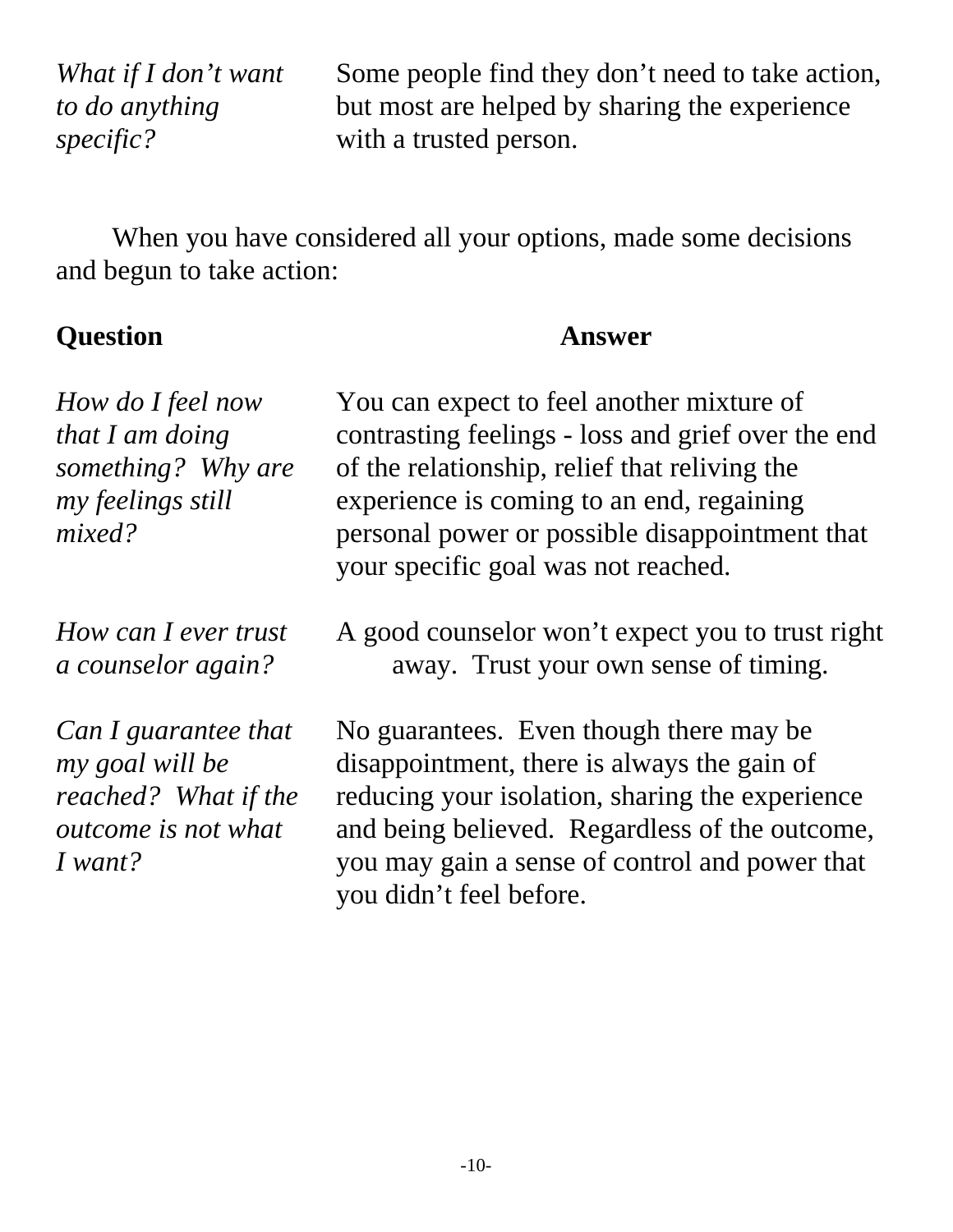| | |
|---|---|
| *What if I don't want to do anything specific?* | Some people find they don't need to take action, but most are helped by sharing the experience with a trusted person. |

When you have considered all your options, made some decisions and begun to take action:

| **Question** | **Answer** |
|---|---|
| *How do I feel now that I am doing something? Why are my feelings still mixed?* | You can expect to feel another mixture of contrasting feelings - loss and grief over the end of the relationship, relief that reliving the experience is coming to an end, regaining personal power or possible disappointment that your specific goal was not reached. |
| *How can I ever trust a counselor again?* | A good counselor won't expect you to trust right away. Trust your own sense of timing. |
| *Can I guarantee that my goal will be reached? What if the outcome is not what I want?* | No guarantees. Even though there may be disappointment, there is always the gain of reducing your isolation, sharing the experience and being believed. Regardless of the outcome, you may gain a sense of control and power that you didn't feel before. |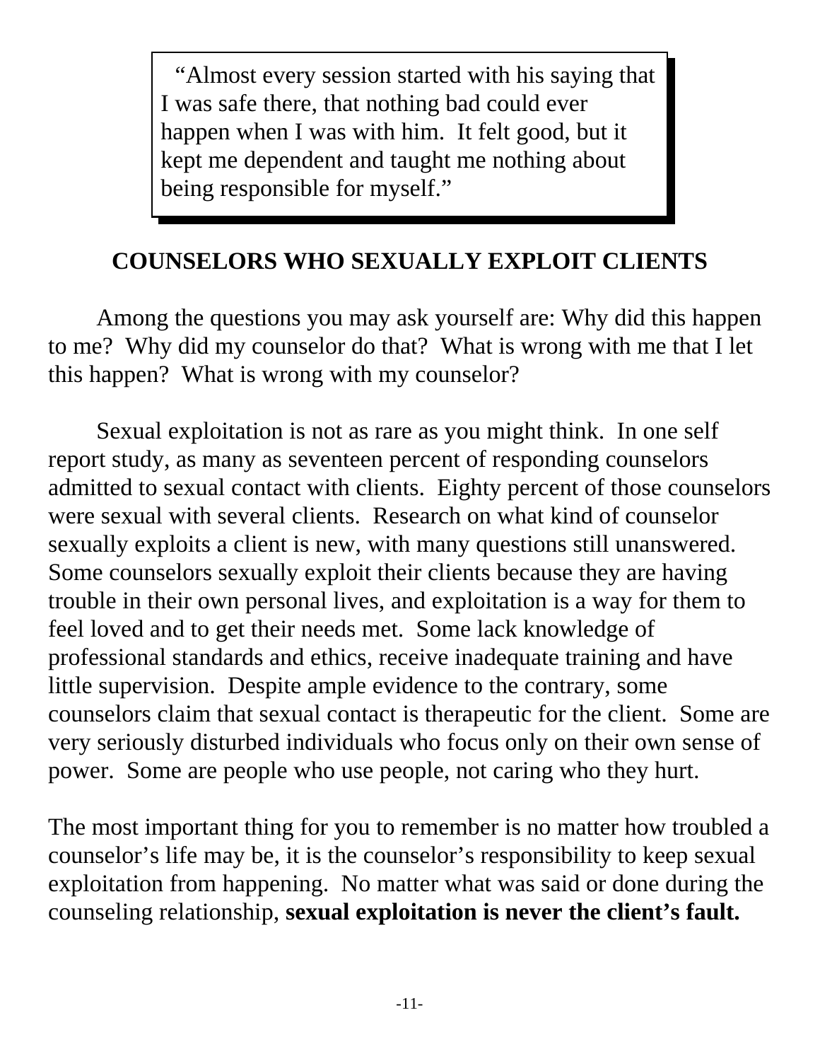> "Almost every session started with his saying that I was safe there, that nothing bad could ever happen when I was with him. It felt good, but it kept me dependent and taught me nothing about being responsible for myself."

## COUNSELORS WHO SEXUALLY EXPLOIT CLIENTS

Among the questions you may ask yourself are: Why did this happen to me? Why did my counselor do that? What is wrong with me that I let this happen? What is wrong with my counselor?

Sexual exploitation is not as rare as you might think. In one self report study, as many as seventeen percent of responding counselors admitted to sexual contact with clients. Eighty percent of those counselors were sexual with several clients. Research on what kind of counselor sexually exploits a client is new, with many questions still unanswered. Some counselors sexually exploit their clients because they are having trouble in their own personal lives, and exploitation is a way for them to feel loved and to get their needs met. Some lack knowledge of professional standards and ethics, receive inadequate training and have little supervision. Despite ample evidence to the contrary, some counselors claim that sexual contact is therapeutic for the client. Some are very seriously disturbed individuals who focus only on their own sense of power. Some are people who use people, not caring who they hurt.

The most important thing for you to remember is no matter how troubled a counselor's life may be, it is the counselor's responsibility to keep sexual exploitation from happening. No matter what was said or done during the counseling relationship, **sexual exploitation is never the client's fault.**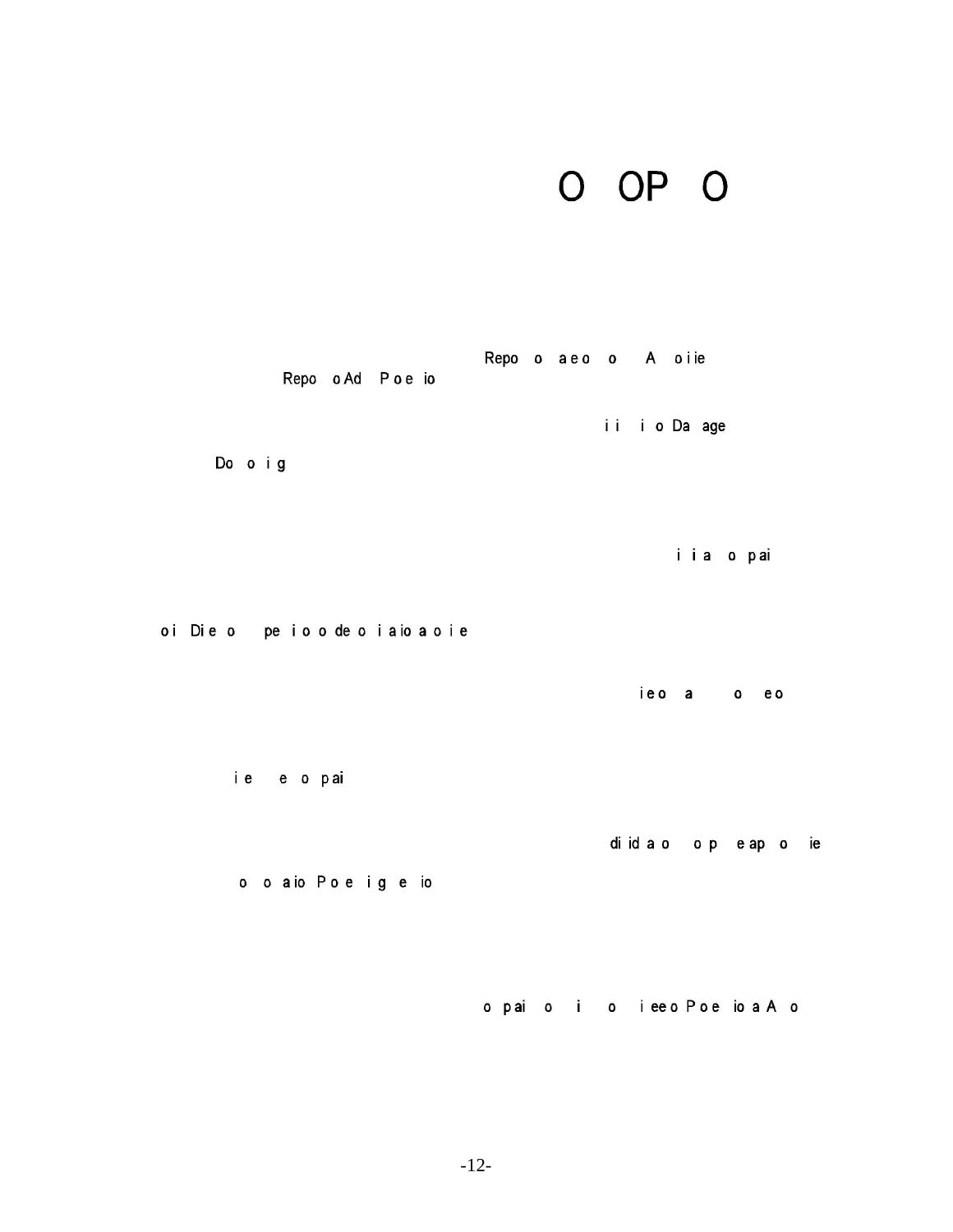# O OP O

Repo o aeo o A oiie
Repo o Ad P o e io

i i i o Da age

Do o i g

i i a o pai

oi Die o pe i o o de o i aio a o i e

ieo a o eo

i e e o pai

di id a o o p e ap o ie

o o aio P o e ig e io

o pai o i o ieeo P o e io a A o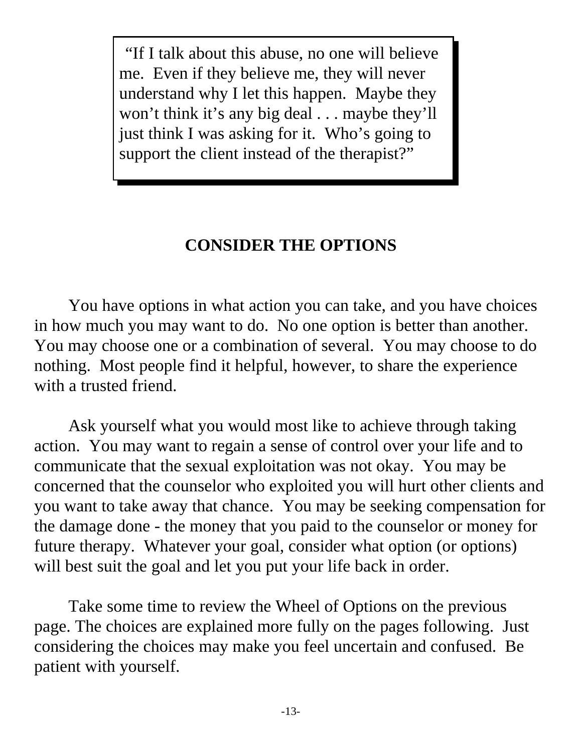> "If I talk about this abuse, no one will believe me. Even if they believe me, they will never understand why I let this happen. Maybe they won't think it's any big deal . . . maybe they'll just think I was asking for it. Who's going to support the client instead of the therapist?"

## CONSIDER THE OPTIONS

You have options in what action you can take, and you have choices in how much you may want to do. No one option is better than another. You may choose one or a combination of several. You may choose to do nothing. Most people find it helpful, however, to share the experience with a trusted friend.

Ask yourself what you would most like to achieve through taking action. You may want to regain a sense of control over your life and to communicate that the sexual exploitation was not okay. You may be concerned that the counselor who exploited you will hurt other clients and you want to take away that chance. You may be seeking compensation for the damage done - the money that you paid to the counselor or money for future therapy. Whatever your goal, consider what option (or options) will best suit the goal and let you put your life back in order.

Take some time to review the Wheel of Options on the previous page. The choices are explained more fully on the pages following. Just considering the choices may make you feel uncertain and confused. Be patient with yourself.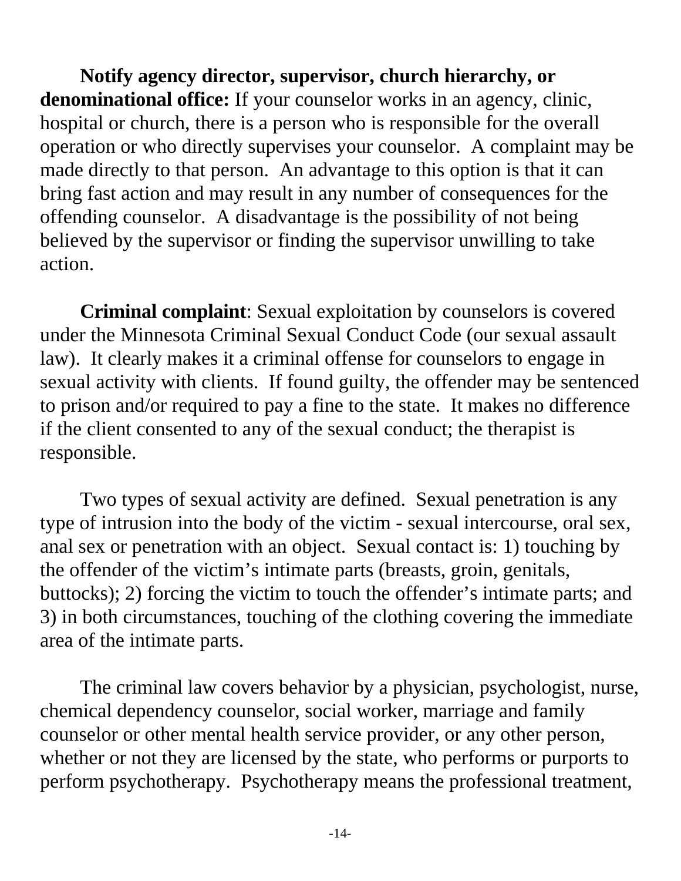**Notify agency director, supervisor, church hierarchy, or denominational office:** If your counselor works in an agency, clinic, hospital or church, there is a person who is responsible for the overall operation or who directly supervises your counselor. A complaint may be made directly to that person. An advantage to this option is that it can bring fast action and may result in any number of consequences for the offending counselor. A disadvantage is the possibility of not being believed by the supervisor or finding the supervisor unwilling to take action.

**Criminal complaint**: Sexual exploitation by counselors is covered under the Minnesota Criminal Sexual Conduct Code (our sexual assault law). It clearly makes it a criminal offense for counselors to engage in sexual activity with clients. If found guilty, the offender may be sentenced to prison and/or required to pay a fine to the state. It makes no difference if the client consented to any of the sexual conduct; the therapist is responsible.

Two types of sexual activity are defined. Sexual penetration is any type of intrusion into the body of the victim - sexual intercourse, oral sex, anal sex or penetration with an object. Sexual contact is: 1) touching by the offender of the victim's intimate parts (breasts, groin, genitals, buttocks); 2) forcing the victim to touch the offender's intimate parts; and 3) in both circumstances, touching of the clothing covering the immediate area of the intimate parts.

The criminal law covers behavior by a physician, psychologist, nurse, chemical dependency counselor, social worker, marriage and family counselor or other mental health service provider, or any other person, whether or not they are licensed by the state, who performs or purports to perform psychotherapy. Psychotherapy means the professional treatment,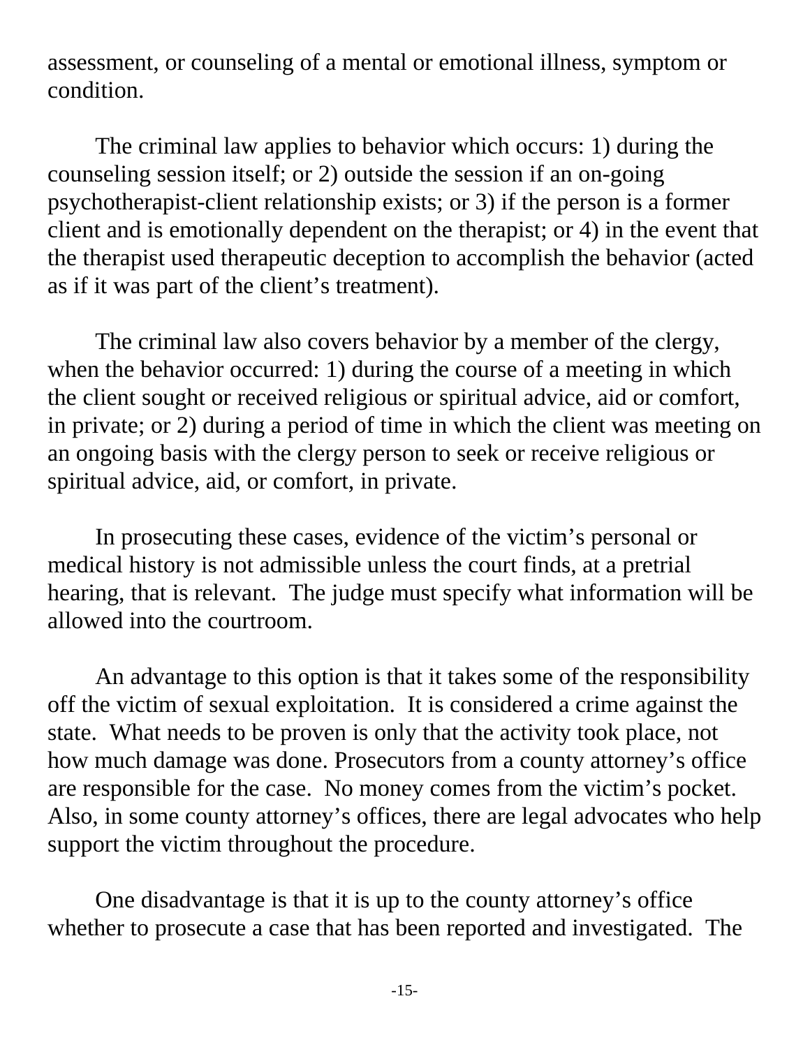assessment, or counseling of a mental or emotional illness, symptom or condition.

The criminal law applies to behavior which occurs: 1) during the counseling session itself; or 2) outside the session if an on-going psychotherapist-client relationship exists; or 3) if the person is a former client and is emotionally dependent on the therapist; or 4) in the event that the therapist used therapeutic deception to accomplish the behavior (acted as if it was part of the client's treatment).

The criminal law also covers behavior by a member of the clergy, when the behavior occurred: 1) during the course of a meeting in which the client sought or received religious or spiritual advice, aid or comfort, in private; or 2) during a period of time in which the client was meeting on an ongoing basis with the clergy person to seek or receive religious or spiritual advice, aid, or comfort, in private.

In prosecuting these cases, evidence of the victim's personal or medical history is not admissible unless the court finds, at a pretrial hearing, that is relevant. The judge must specify what information will be allowed into the courtroom.

An advantage to this option is that it takes some of the responsibility off the victim of sexual exploitation. It is considered a crime against the state. What needs to be proven is only that the activity took place, not how much damage was done. Prosecutors from a county attorney's office are responsible for the case. No money comes from the victim's pocket. Also, in some county attorney's offices, there are legal advocates who help support the victim throughout the procedure.

One disadvantage is that it is up to the county attorney's office whether to prosecute a case that has been reported and investigated. The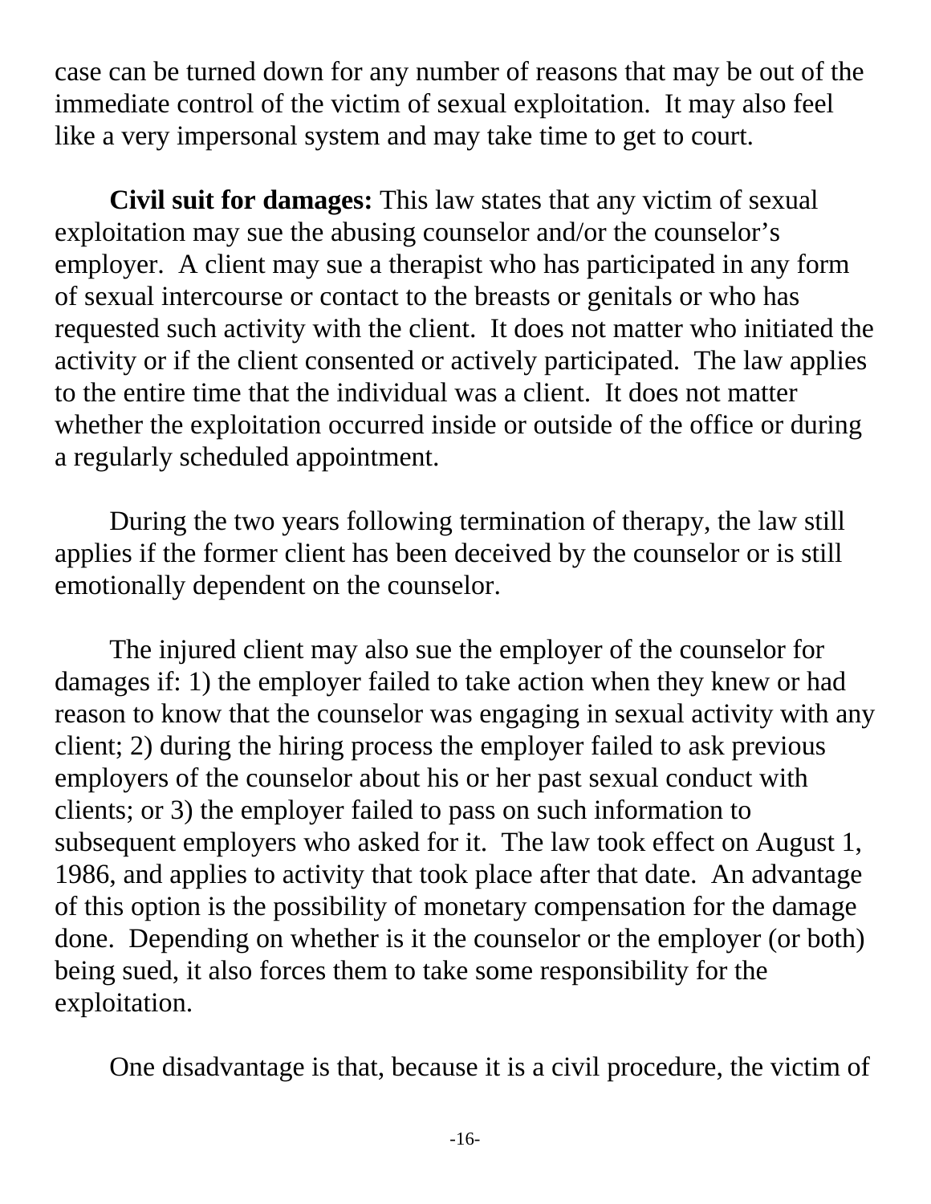case can be turned down for any number of reasons that may be out of the immediate control of the victim of sexual exploitation. It may also feel like a very impersonal system and may take time to get to court.

**Civil suit for damages:** This law states that any victim of sexual exploitation may sue the abusing counselor and/or the counselor's employer. A client may sue a therapist who has participated in any form of sexual intercourse or contact to the breasts or genitals or who has requested such activity with the client. It does not matter who initiated the activity or if the client consented or actively participated. The law applies to the entire time that the individual was a client. It does not matter whether the exploitation occurred inside or outside of the office or during a regularly scheduled appointment.

During the two years following termination of therapy, the law still applies if the former client has been deceived by the counselor or is still emotionally dependent on the counselor.

The injured client may also sue the employer of the counselor for damages if: 1) the employer failed to take action when they knew or had reason to know that the counselor was engaging in sexual activity with any client; 2) during the hiring process the employer failed to ask previous employers of the counselor about his or her past sexual conduct with clients; or 3) the employer failed to pass on such information to subsequent employers who asked for it. The law took effect on August 1, 1986, and applies to activity that took place after that date. An advantage of this option is the possibility of monetary compensation for the damage done. Depending on whether is it the counselor or the employer (or both) being sued, it also forces them to take some responsibility for the exploitation.

One disadvantage is that, because it is a civil procedure, the victim of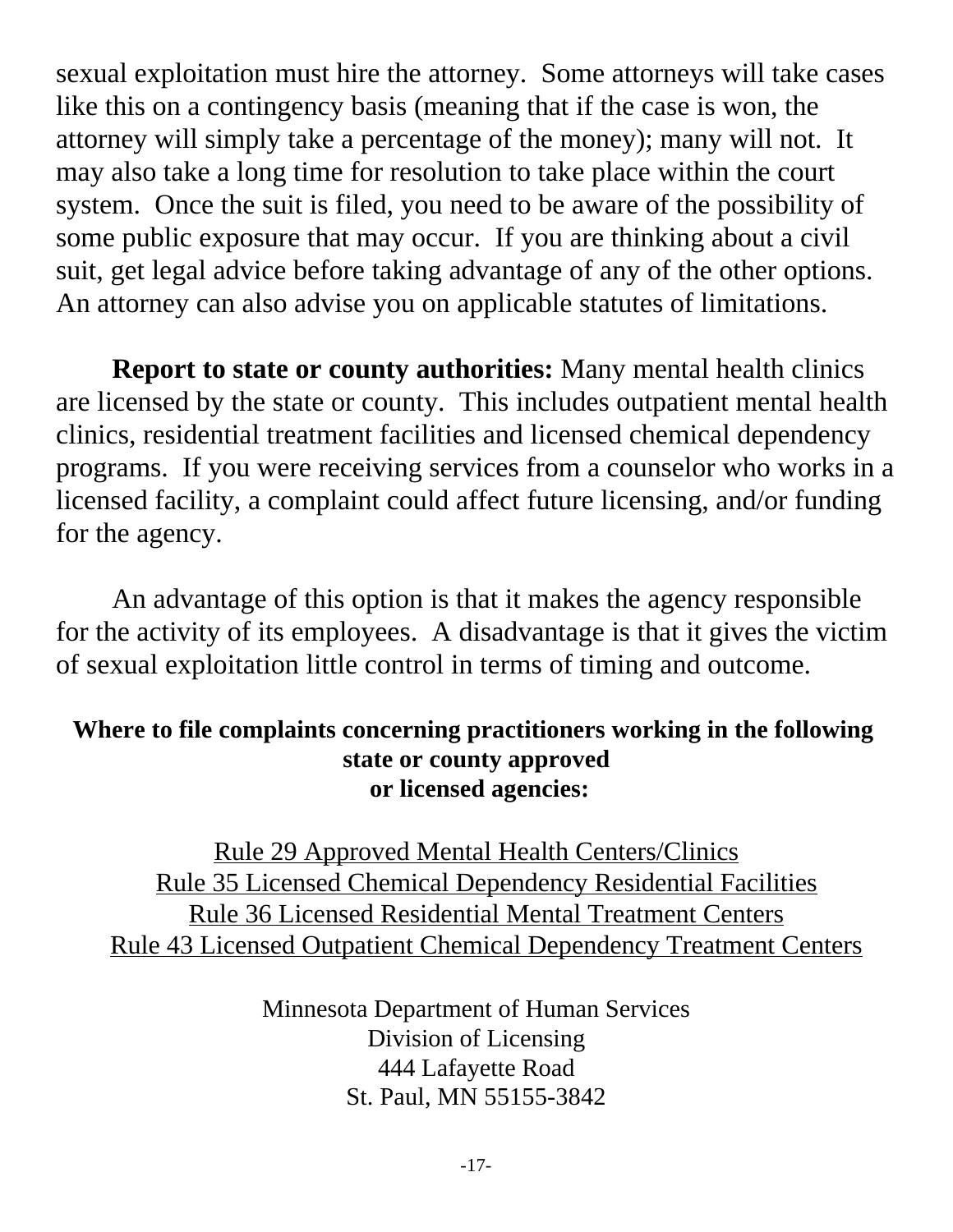sexual exploitation must hire the attorney. Some attorneys will take cases like this on a contingency basis (meaning that if the case is won, the attorney will simply take a percentage of the money); many will not. It may also take a long time for resolution to take place within the court system. Once the suit is filed, you need to be aware of the possibility of some public exposure that may occur. If you are thinking about a civil suit, get legal advice before taking advantage of any of the other options. An attorney can also advise you on applicable statutes of limitations.

**Report to state or county authorities:** Many mental health clinics are licensed by the state or county. This includes outpatient mental health clinics, residential treatment facilities and licensed chemical dependency programs. If you were receiving services from a counselor who works in a licensed facility, a complaint could affect future licensing, and/or funding for the agency.

An advantage of this option is that it makes the agency responsible for the activity of its employees. A disadvantage is that it gives the victim of sexual exploitation little control in terms of timing and outcome.

**Where to file complaints concerning practitioners working in the following state or county approved or licensed agencies:**

Rule 29 Approved Mental Health Centers/Clinics
Rule 35 Licensed Chemical Dependency Residential Facilities
Rule 36 Licensed Residential Mental Treatment Centers
Rule 43 Licensed Outpatient Chemical Dependency Treatment Centers

Minnesota Department of Human Services
Division of Licensing
444 Lafayette Road
St. Paul, MN 55155-3842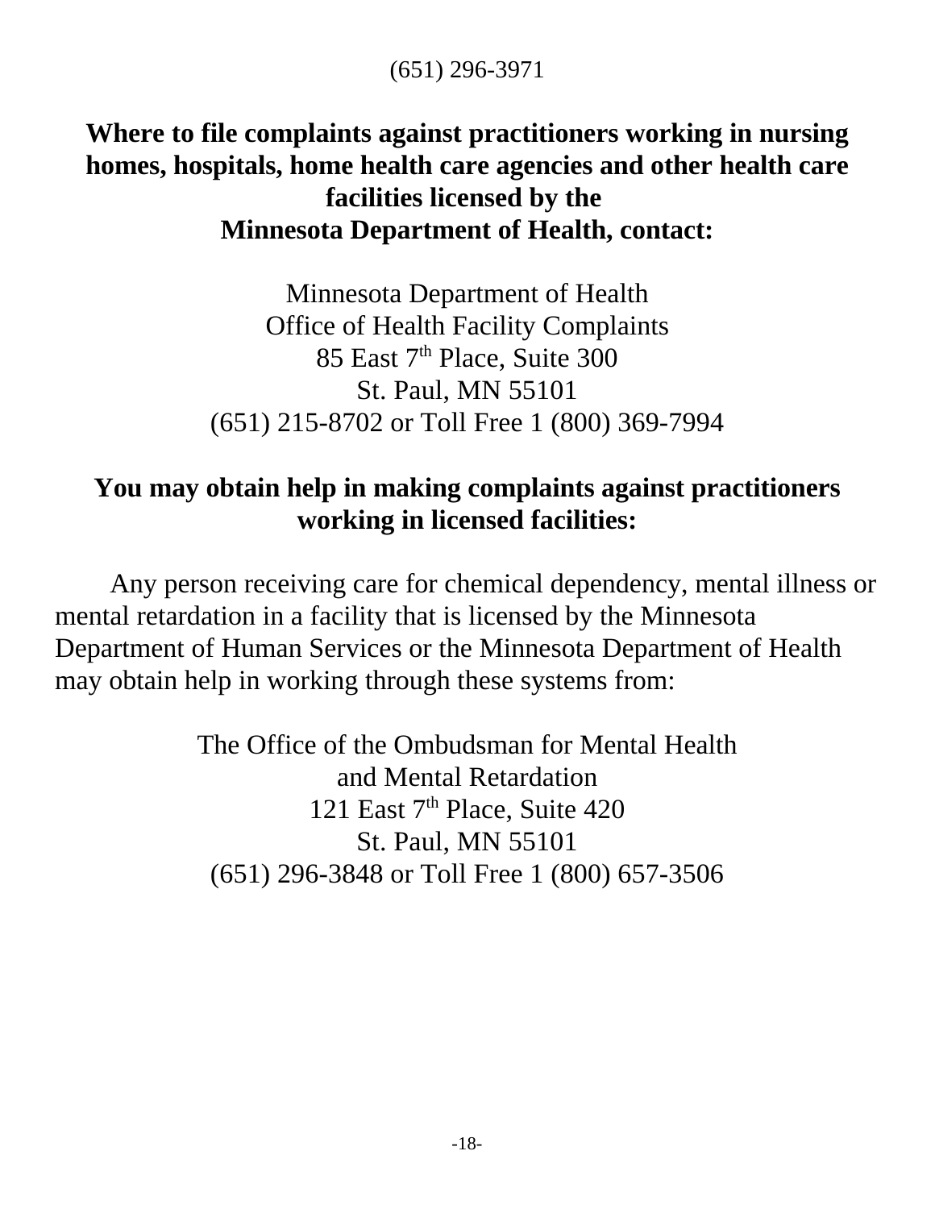(651) 296-3971

**Where to file complaints against practitioners working in nursing homes, hospitals, home health care agencies and other health care facilities licensed by the Minnesota Department of Health, contact:**

Minnesota Department of Health
Office of Health Facility Complaints
85 East 7th Place, Suite 300
St. Paul, MN 55101
(651) 215-8702 or Toll Free 1 (800) 369-7994

**You may obtain help in making complaints against practitioners working in licensed facilities:**

Any person receiving care for chemical dependency, mental illness or mental retardation in a facility that is licensed by the Minnesota Department of Human Services or the Minnesota Department of Health may obtain help in working through these systems from:

The Office of the Ombudsman for Mental Health
and Mental Retardation
121 East 7th Place, Suite 420
St. Paul, MN 55101
(651) 296-3848 or Toll Free 1 (800) 657-3506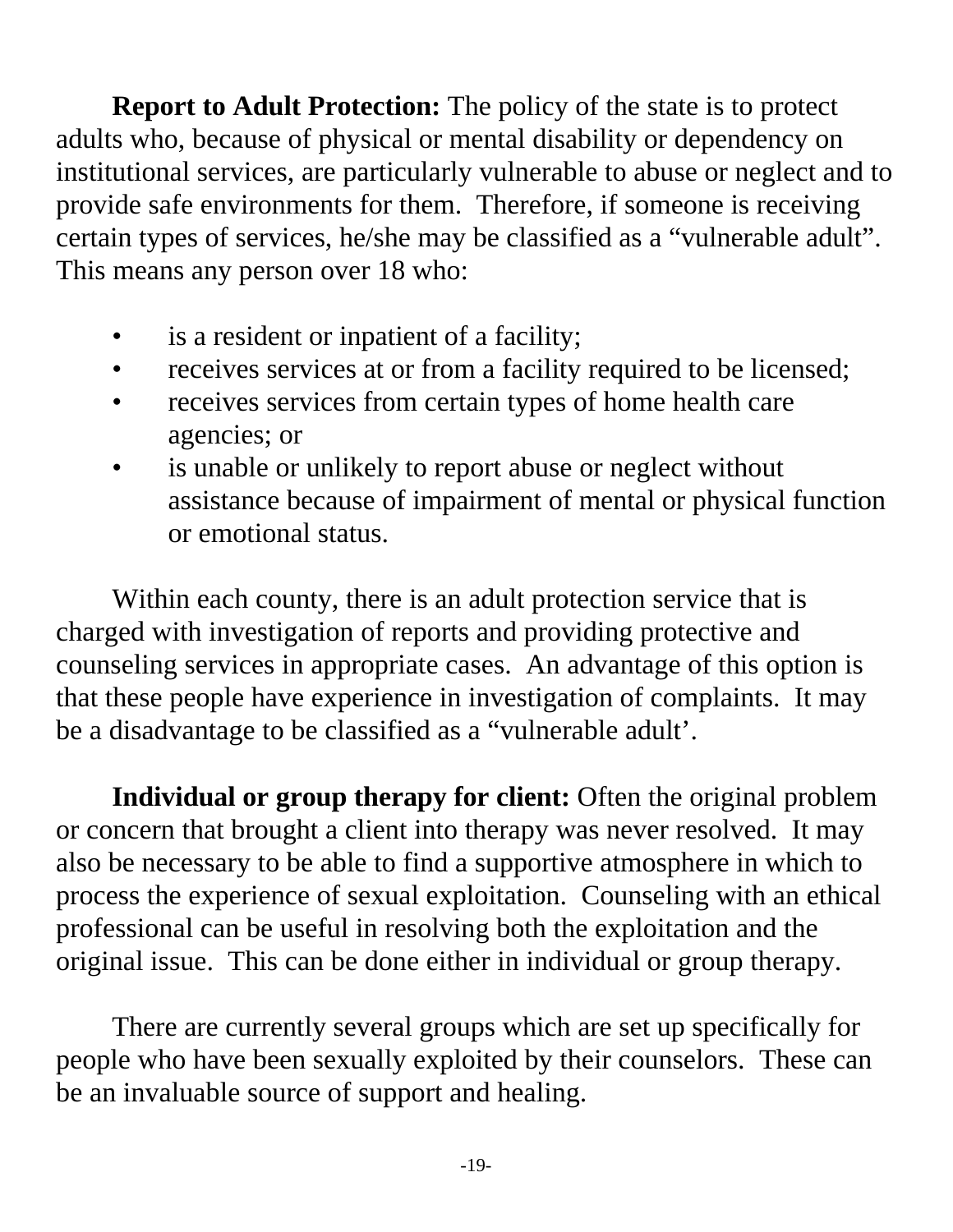**Report to Adult Protection:** The policy of the state is to protect adults who, because of physical or mental disability or dependency on institutional services, are particularly vulnerable to abuse or neglect and to provide safe environments for them. Therefore, if someone is receiving certain types of services, he/she may be classified as a "vulnerable adult". This means any person over 18 who:

- is a resident or inpatient of a facility;
- receives services at or from a facility required to be licensed;
- receives services from certain types of home health care agencies; or
- is unable or unlikely to report abuse or neglect without assistance because of impairment of mental or physical function or emotional status.

Within each county, there is an adult protection service that is charged with investigation of reports and providing protective and counseling services in appropriate cases. An advantage of this option is that these people have experience in investigation of complaints. It may be a disadvantage to be classified as a "vulnerable adult'.

**Individual or group therapy for client:** Often the original problem or concern that brought a client into therapy was never resolved. It may also be necessary to be able to find a supportive atmosphere in which to process the experience of sexual exploitation. Counseling with an ethical professional can be useful in resolving both the exploitation and the original issue. This can be done either in individual or group therapy.

There are currently several groups which are set up specifically for people who have been sexually exploited by their counselors. These can be an invaluable source of support and healing.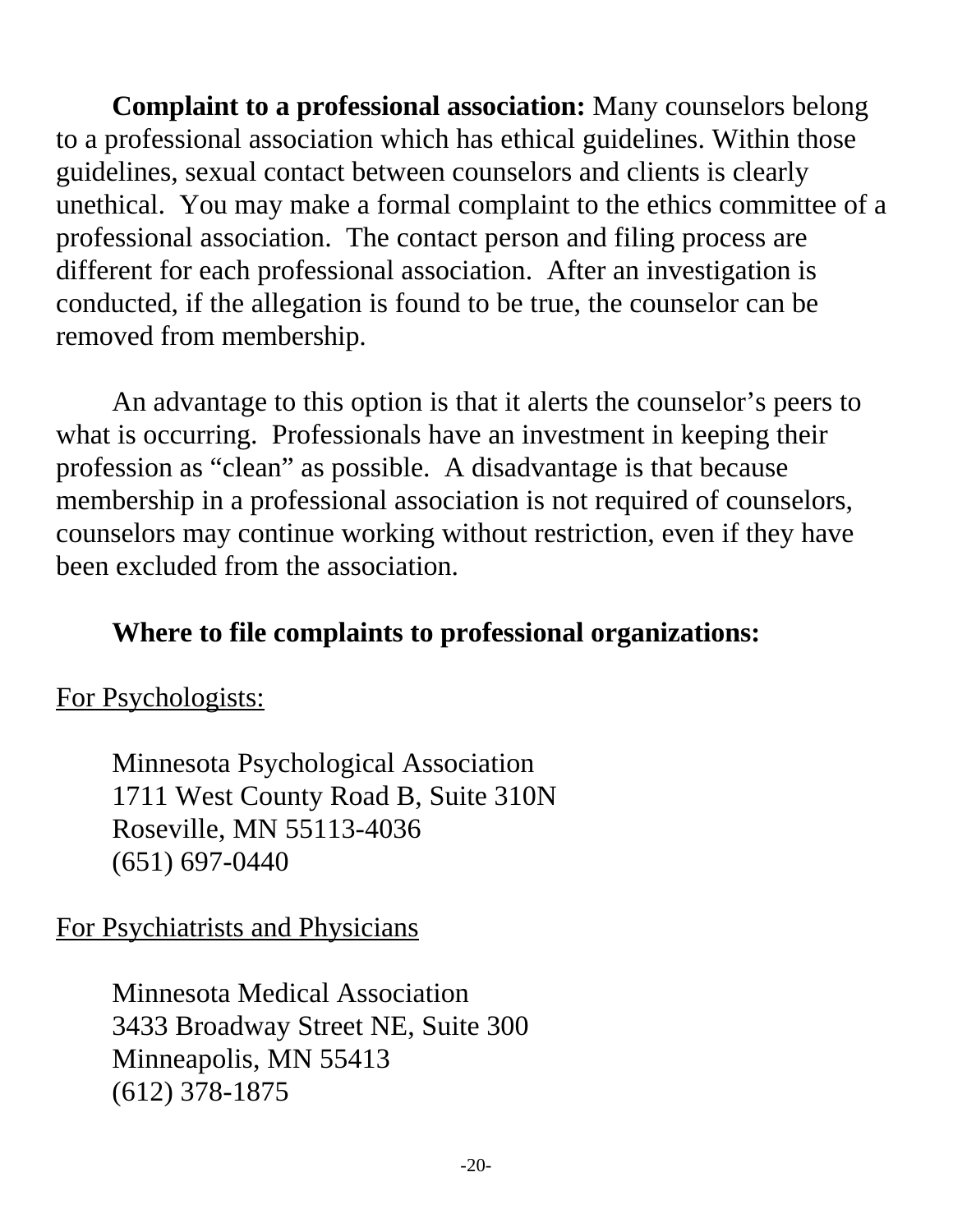**Complaint to a professional association:** Many counselors belong to a professional association which has ethical guidelines. Within those guidelines, sexual contact between counselors and clients is clearly unethical. You may make a formal complaint to the ethics committee of a professional association. The contact person and filing process are different for each professional association. After an investigation is conducted, if the allegation is found to be true, the counselor can be removed from membership.

An advantage to this option is that it alerts the counselor's peers to what is occurring. Professionals have an investment in keeping their profession as "clean" as possible. A disadvantage is that because membership in a professional association is not required of counselors, counselors may continue working without restriction, even if they have been excluded from the association.

**Where to file complaints to professional organizations:**

For Psychologists:

Minnesota Psychological Association
1711 West County Road B, Suite 310N
Roseville, MN 55113-4036
(651) 697-0440

For Psychiatrists and Physicians

Minnesota Medical Association
3433 Broadway Street NE, Suite 300
Minneapolis, MN 55413
(612) 378-1875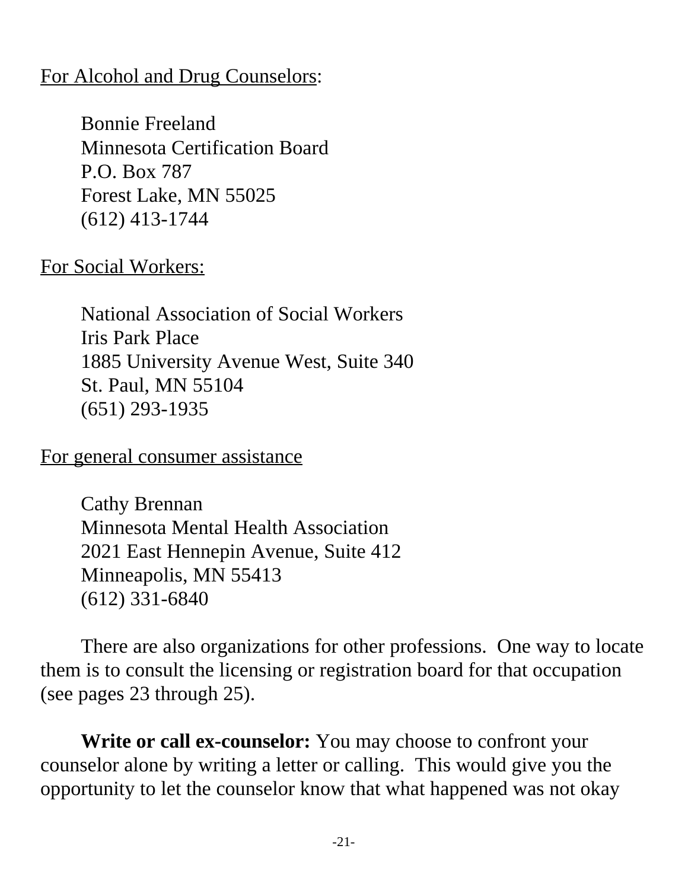For Alcohol and Drug Counselors:

Bonnie Freeland
Minnesota Certification Board
P.O. Box 787
Forest Lake, MN 55025
(612) 413-1744

For Social Workers:

National Association of Social Workers
Iris Park Place
1885 University Avenue West, Suite 340
St. Paul, MN 55104
(651) 293-1935

For general consumer assistance

Cathy Brennan
Minnesota Mental Health Association
2021 East Hennepin Avenue, Suite 412
Minneapolis, MN 55413
(612) 331-6840

There are also organizations for other professions. One way to locate them is to consult the licensing or registration board for that occupation (see pages 23 through 25).

**Write or call ex-counselor:** You may choose to confront your counselor alone by writing a letter or calling. This would give you the opportunity to let the counselor know that what happened was not okay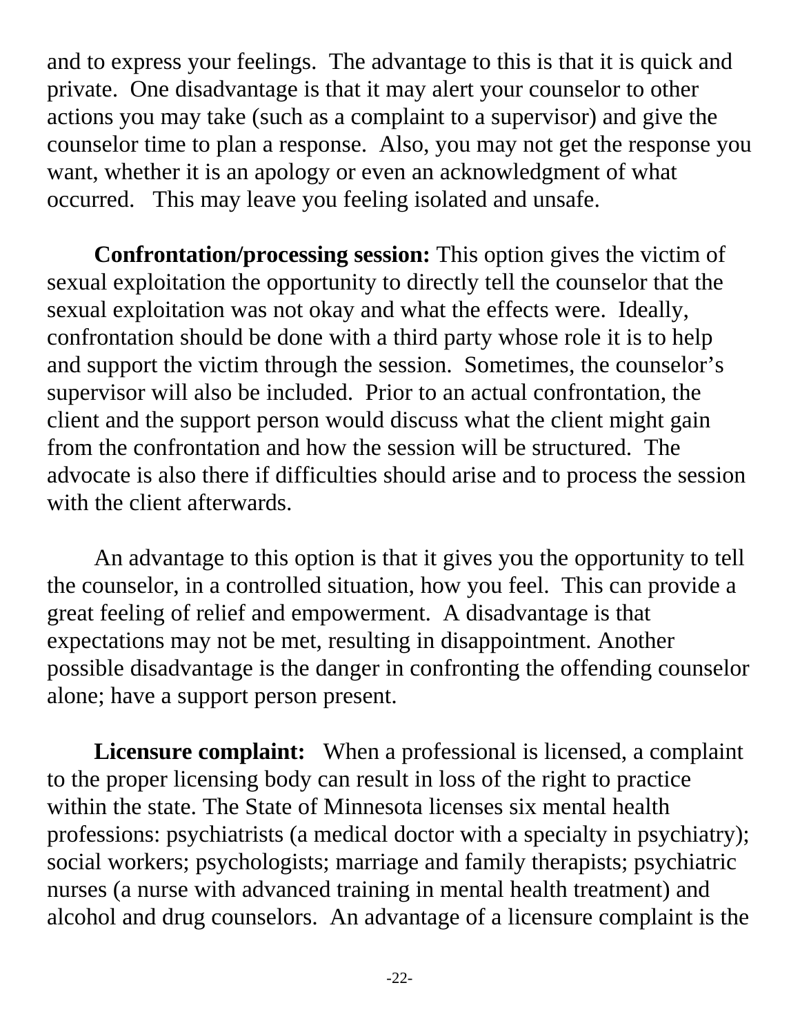and to express your feelings. The advantage to this is that it is quick and private. One disadvantage is that it may alert your counselor to other actions you may take (such as a complaint to a supervisor) and give the counselor time to plan a response. Also, you may not get the response you want, whether it is an apology or even an acknowledgment of what occurred. This may leave you feeling isolated and unsafe.

**Confrontation/processing session:** This option gives the victim of sexual exploitation the opportunity to directly tell the counselor that the sexual exploitation was not okay and what the effects were. Ideally, confrontation should be done with a third party whose role it is to help and support the victim through the session. Sometimes, the counselor's supervisor will also be included. Prior to an actual confrontation, the client and the support person would discuss what the client might gain from the confrontation and how the session will be structured. The advocate is also there if difficulties should arise and to process the session with the client afterwards.

An advantage to this option is that it gives you the opportunity to tell the counselor, in a controlled situation, how you feel. This can provide a great feeling of relief and empowerment. A disadvantage is that expectations may not be met, resulting in disappointment. Another possible disadvantage is the danger in confronting the offending counselor alone; have a support person present.

**Licensure complaint:** When a professional is licensed, a complaint to the proper licensing body can result in loss of the right to practice within the state. The State of Minnesota licenses six mental health professions: psychiatrists (a medical doctor with a specialty in psychiatry); social workers; psychologists; marriage and family therapists; psychiatric nurses (a nurse with advanced training in mental health treatment) and alcohol and drug counselors. An advantage of a licensure complaint is the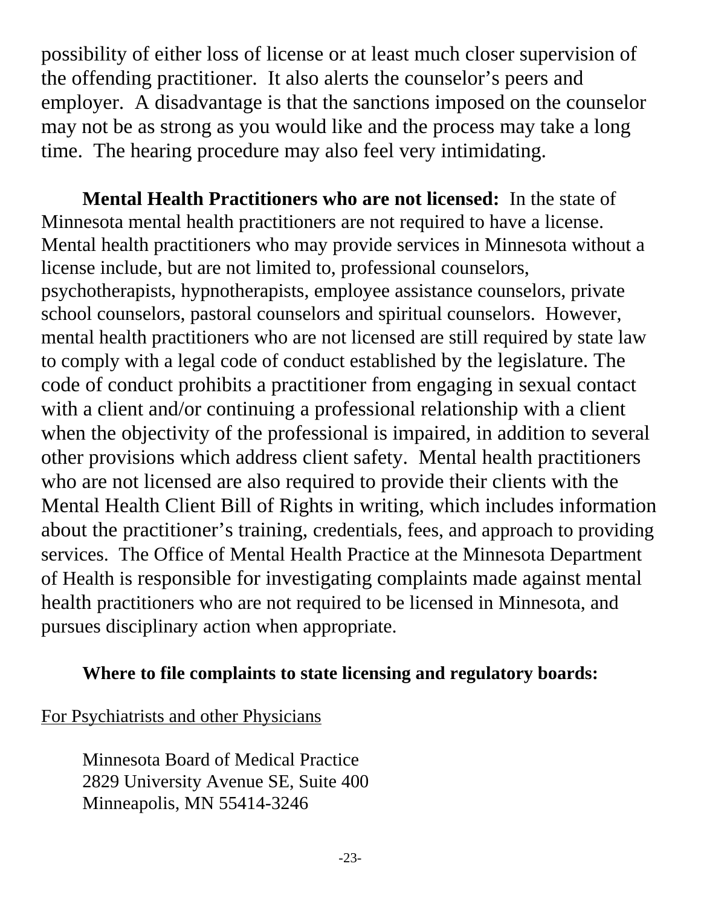possibility of either loss of license or at least much closer supervision of the offending practitioner. It also alerts the counselor's peers and employer. A disadvantage is that the sanctions imposed on the counselor may not be as strong as you would like and the process may take a long time. The hearing procedure may also feel very intimidating.

**Mental Health Practitioners who are not licensed:** In the state of Minnesota mental health practitioners are not required to have a license. Mental health practitioners who may provide services in Minnesota without a license include, but are not limited to, professional counselors, psychotherapists, hypnotherapists, employee assistance counselors, private school counselors, pastoral counselors and spiritual counselors. However, mental health practitioners who are not licensed are still required by state law to comply with a legal code of conduct established by the legislature. The code of conduct prohibits a practitioner from engaging in sexual contact with a client and/or continuing a professional relationship with a client when the objectivity of the professional is impaired, in addition to several other provisions which address client safety. Mental health practitioners who are not licensed are also required to provide their clients with the Mental Health Client Bill of Rights in writing, which includes information about the practitioner's training, credentials, fees, and approach to providing services. The Office of Mental Health Practice at the Minnesota Department of Health is responsible for investigating complaints made against mental health practitioners who are not required to be licensed in Minnesota, and pursues disciplinary action when appropriate.

**Where to file complaints to state licensing and regulatory boards:**

For Psychiatrists and other Physicians

Minnesota Board of Medical Practice
2829 University Avenue SE, Suite 400
Minneapolis, MN 55414-3246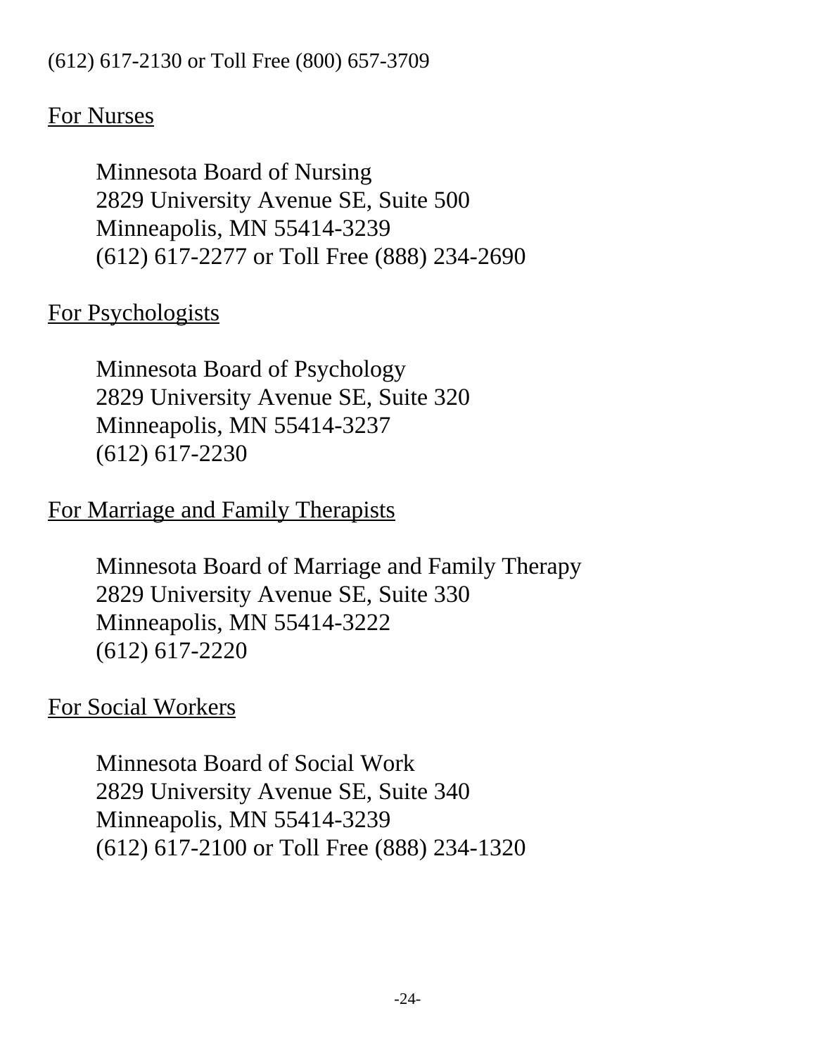(612) 617-2130 or Toll Free (800) 657-3709

For Nurses

Minnesota Board of Nursing
2829 University Avenue SE, Suite 500
Minneapolis, MN 55414-3239
(612) 617-2277 or Toll Free (888) 234-2690

For Psychologists

Minnesota Board of Psychology
2829 University Avenue SE, Suite 320
Minneapolis, MN 55414-3237
(612) 617-2230

For Marriage and Family Therapists

Minnesota Board of Marriage and Family Therapy
2829 University Avenue SE, Suite 330
Minneapolis, MN 55414-3222
(612) 617-2220

For Social Workers

Minnesota Board of Social Work
2829 University Avenue SE, Suite 340
Minneapolis, MN 55414-3239
(612) 617-2100 or Toll Free (888) 234-1320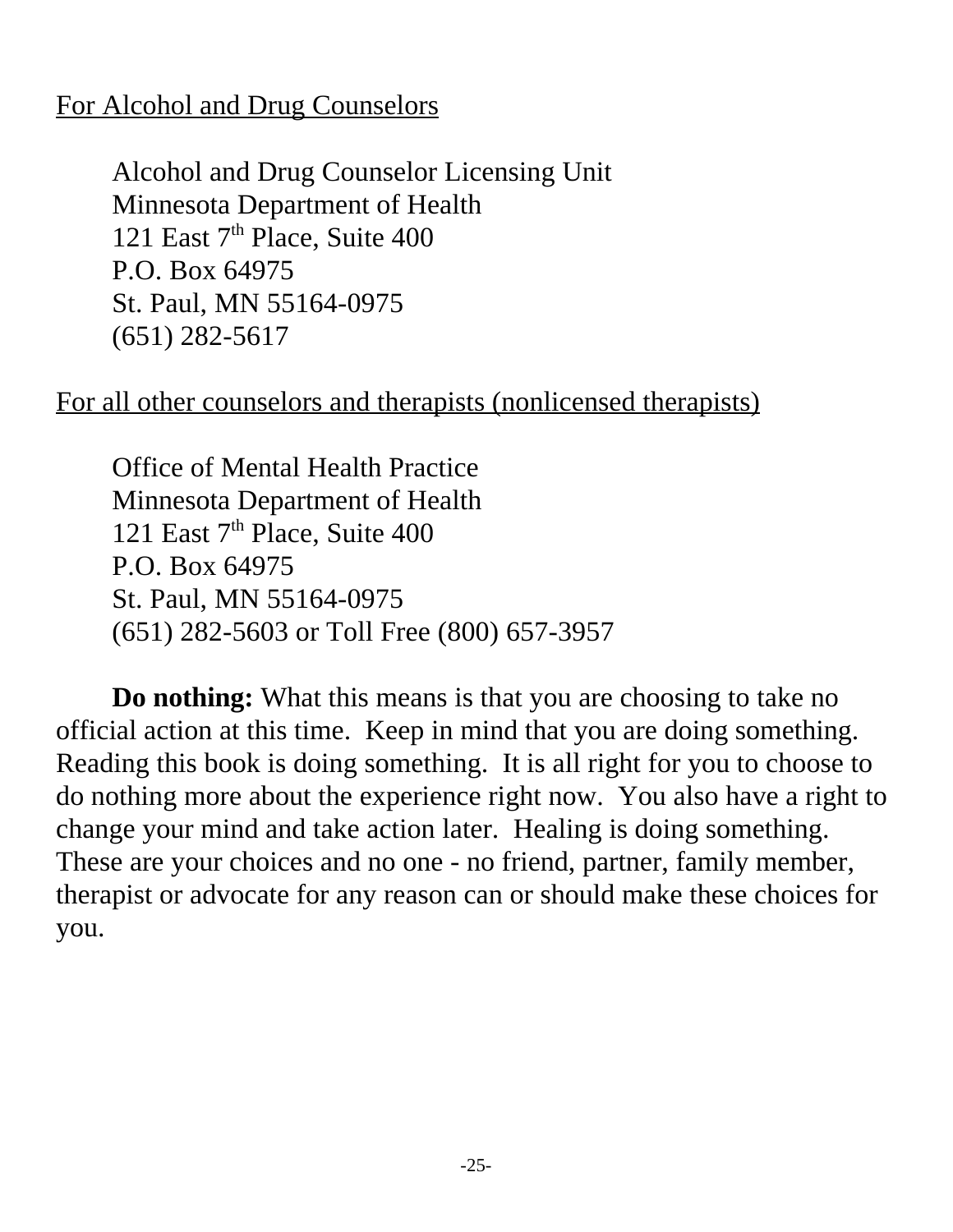<u>For Alcohol and Drug Counselors</u>

Alcohol and Drug Counselor Licensing Unit
Minnesota Department of Health
121 East 7th Place, Suite 400
P.O. Box 64975
St. Paul, MN 55164-0975
(651) 282-5617

<u>For all other counselors and therapists (nonlicensed therapists)</u>

Office of Mental Health Practice
Minnesota Department of Health
121 East 7th Place, Suite 400
P.O. Box 64975
St. Paul, MN 55164-0975
(651) 282-5603 or Toll Free (800) 657-3957

**Do nothing:** What this means is that you are choosing to take no official action at this time. Keep in mind that you are doing something. Reading this book is doing something. It is all right for you to choose to do nothing more about the experience right now. You also have a right to change your mind and take action later. Healing is doing something. These are your choices and no one - no friend, partner, family member, therapist or advocate for any reason can or should make these choices for you.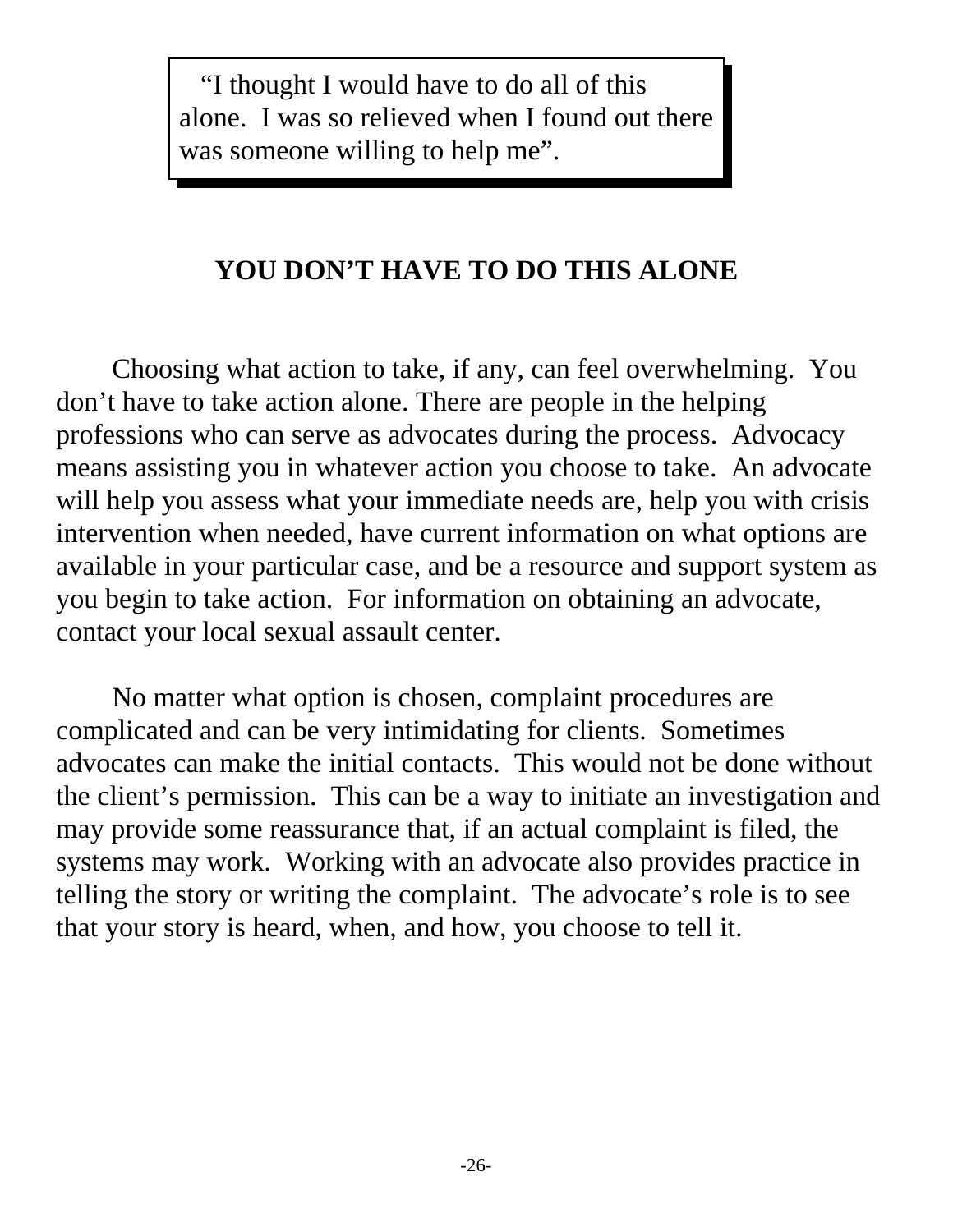> "I thought I would have to do all of this alone. I was so relieved when I found out there was someone willing to help me".

## YOU DON'T HAVE TO DO THIS ALONE

Choosing what action to take, if any, can feel overwhelming. You don't have to take action alone. There are people in the helping professions who can serve as advocates during the process. Advocacy means assisting you in whatever action you choose to take. An advocate will help you assess what your immediate needs are, help you with crisis intervention when needed, have current information on what options are available in your particular case, and be a resource and support system as you begin to take action. For information on obtaining an advocate, contact your local sexual assault center.

No matter what option is chosen, complaint procedures are complicated and can be very intimidating for clients. Sometimes advocates can make the initial contacts. This would not be done without the client's permission. This can be a way to initiate an investigation and may provide some reassurance that, if an actual complaint is filed, the systems may work. Working with an advocate also provides practice in telling the story or writing the complaint. The advocate's role is to see that your story is heard, when, and how, you choose to tell it.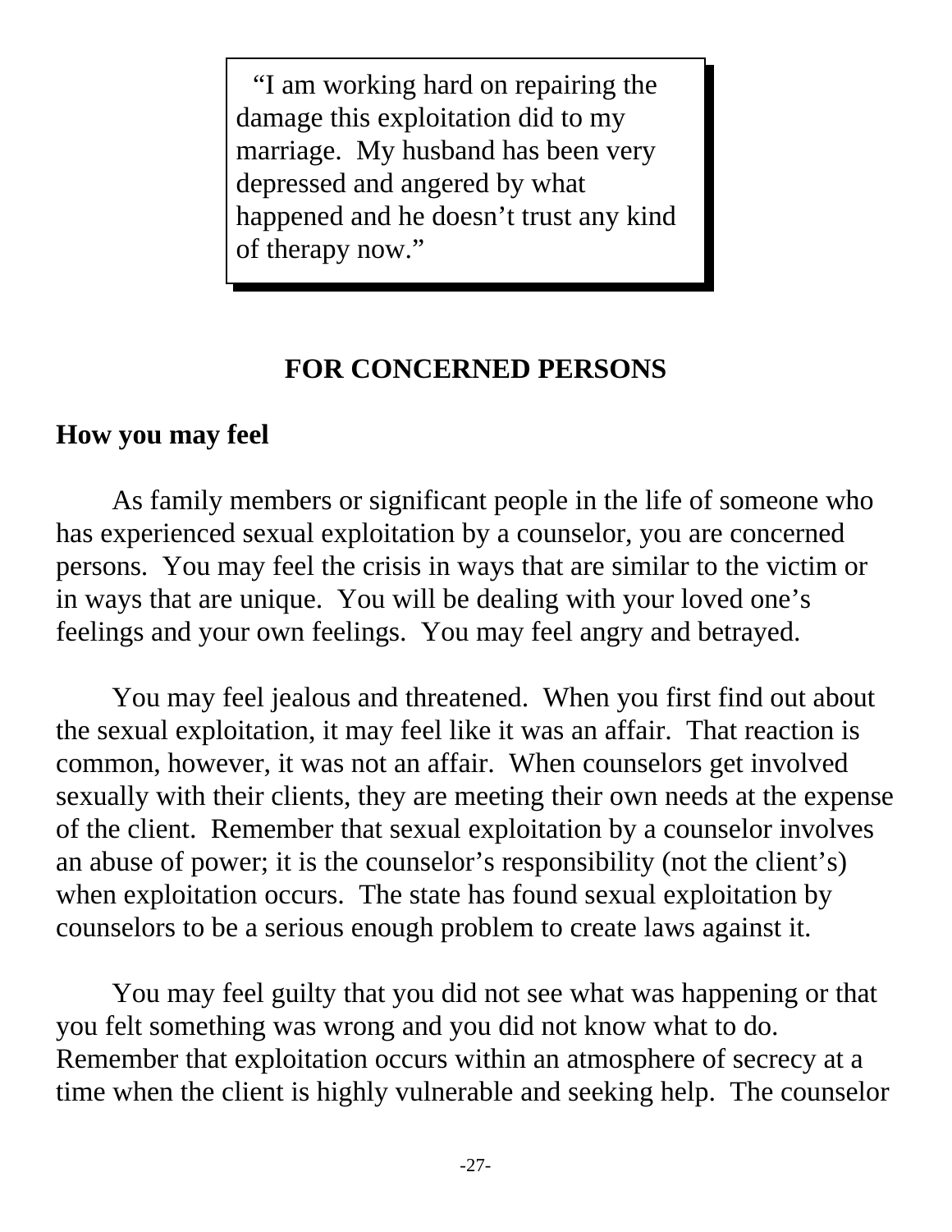> "I am working hard on repairing the damage this exploitation did to my marriage. My husband has been very depressed and angered by what happened and he doesn't trust any kind of therapy now."

## FOR CONCERNED PERSONS

### How you may feel

As family members or significant people in the life of someone who has experienced sexual exploitation by a counselor, you are concerned persons. You may feel the crisis in ways that are similar to the victim or in ways that are unique. You will be dealing with your loved one's feelings and your own feelings. You may feel angry and betrayed.

You may feel jealous and threatened. When you first find out about the sexual exploitation, it may feel like it was an affair. That reaction is common, however, it was not an affair. When counselors get involved sexually with their clients, they are meeting their own needs at the expense of the client. Remember that sexual exploitation by a counselor involves an abuse of power; it is the counselor's responsibility (not the client's) when exploitation occurs. The state has found sexual exploitation by counselors to be a serious enough problem to create laws against it.

You may feel guilty that you did not see what was happening or that you felt something was wrong and you did not know what to do. Remember that exploitation occurs within an atmosphere of secrecy at a time when the client is highly vulnerable and seeking help. The counselor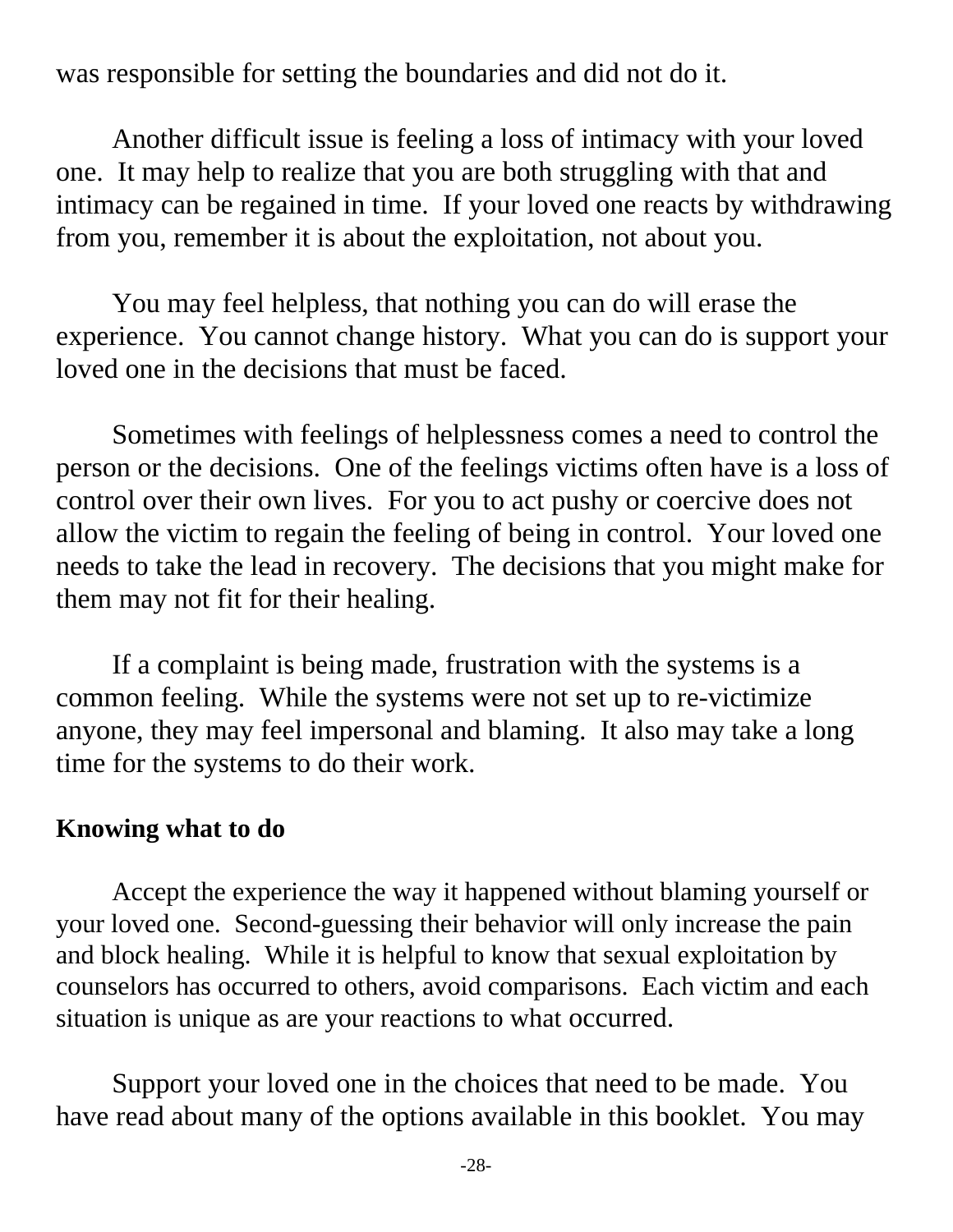was responsible for setting the boundaries and did not do it.

Another difficult issue is feeling a loss of intimacy with your loved one. It may help to realize that you are both struggling with that and intimacy can be regained in time. If your loved one reacts by withdrawing from you, remember it is about the exploitation, not about you.

You may feel helpless, that nothing you can do will erase the experience. You cannot change history. What you can do is support your loved one in the decisions that must be faced.

Sometimes with feelings of helplessness comes a need to control the person or the decisions. One of the feelings victims often have is a loss of control over their own lives. For you to act pushy or coercive does not allow the victim to regain the feeling of being in control. Your loved one needs to take the lead in recovery. The decisions that you might make for them may not fit for their healing.

If a complaint is being made, frustration with the systems is a common feeling. While the systems were not set up to re-victimize anyone, they may feel impersonal and blaming. It also may take a long time for the systems to do their work.

**Knowing what to do**

Accept the experience the way it happened without blaming yourself or your loved one. Second-guessing their behavior will only increase the pain and block healing. While it is helpful to know that sexual exploitation by counselors has occurred to others, avoid comparisons. Each victim and each situation is unique as are your reactions to what occurred.

Support your loved one in the choices that need to be made. You have read about many of the options available in this booklet. You may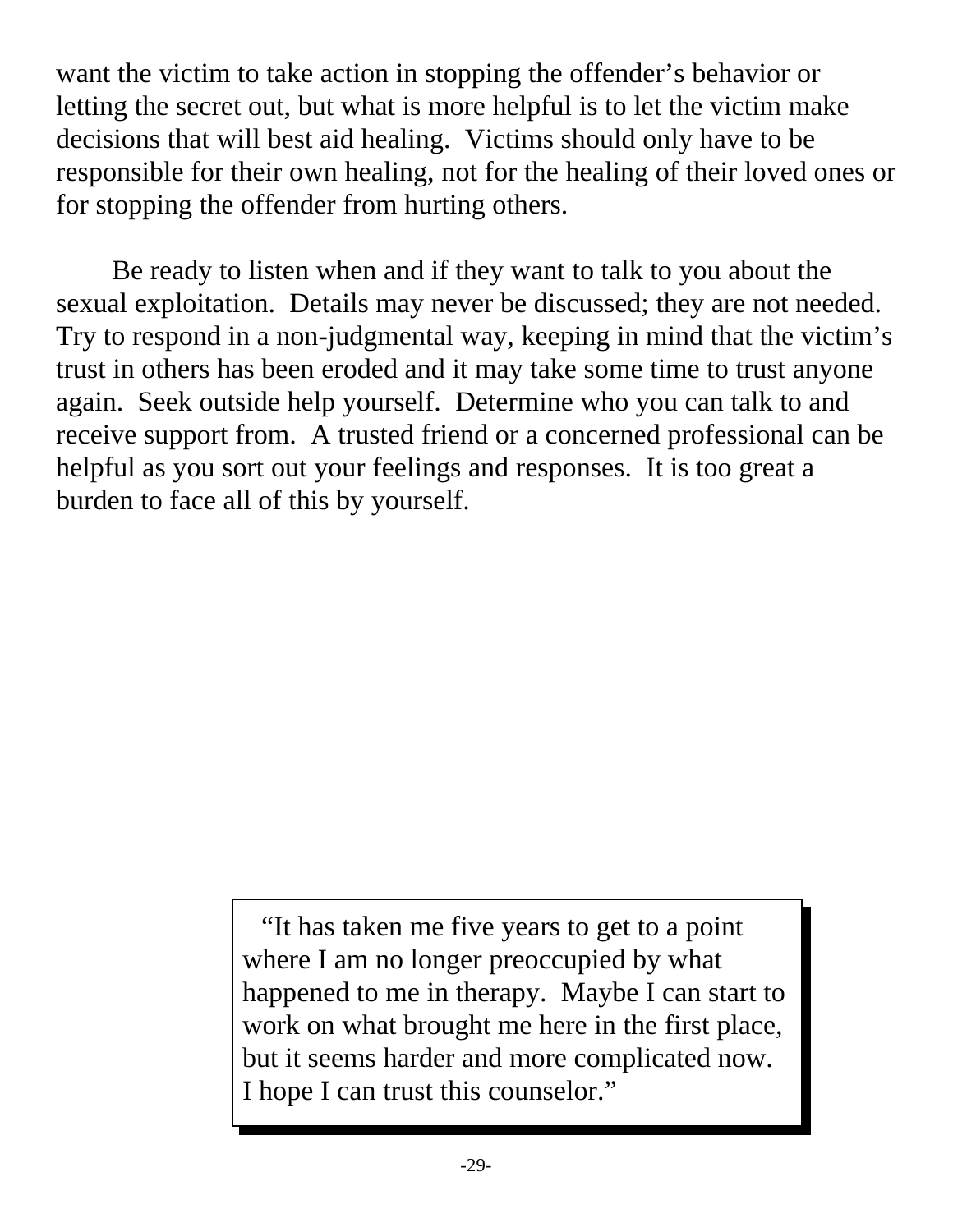want the victim to take action in stopping the offender's behavior or letting the secret out, but what is more helpful is to let the victim make decisions that will best aid healing. Victims should only have to be responsible for their own healing, not for the healing of their loved ones or for stopping the offender from hurting others.

Be ready to listen when and if they want to talk to you about the sexual exploitation. Details may never be discussed; they are not needed. Try to respond in a non-judgmental way, keeping in mind that the victim's trust in others has been eroded and it may take some time to trust anyone again. Seek outside help yourself. Determine who you can talk to and receive support from. A trusted friend or a concerned professional can be helpful as you sort out your feelings and responses. It is too great a burden to face all of this by yourself.

> "It has taken me five years to get to a point where I am no longer preoccupied by what happened to me in therapy. Maybe I can start to work on what brought me here in the first place, but it seems harder and more complicated now. I hope I can trust this counselor."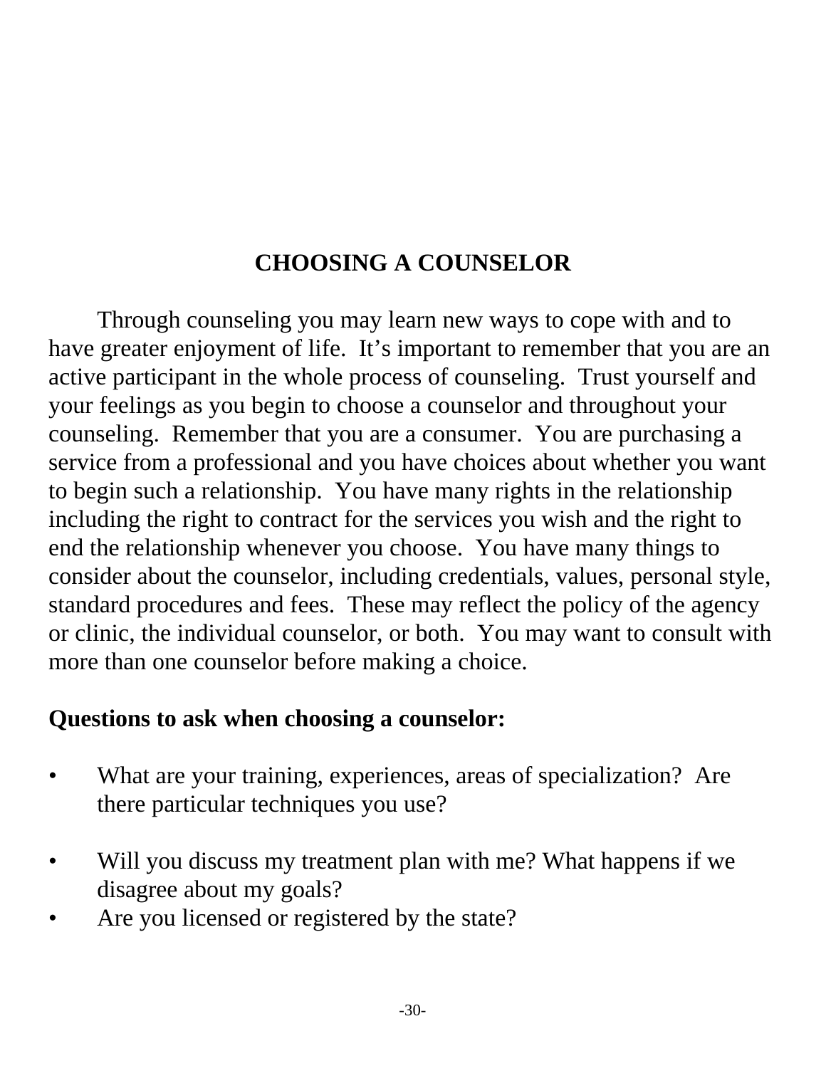# CHOOSING A COUNSELOR

Through counseling you may learn new ways to cope with and to have greater enjoyment of life. It's important to remember that you are an active participant in the whole process of counseling. Trust yourself and your feelings as you begin to choose a counselor and throughout your counseling. Remember that you are a consumer. You are purchasing a service from a professional and you have choices about whether you want to begin such a relationship. You have many rights in the relationship including the right to contract for the services you wish and the right to end the relationship whenever you choose. You have many things to consider about the counselor, including credentials, values, personal style, standard procedures and fees. These may reflect the policy of the agency or clinic, the individual counselor, or both. You may want to consult with more than one counselor before making a choice.

**Questions to ask when choosing a counselor:**

- What are your training, experiences, areas of specialization? Are there particular techniques you use?
- Will you discuss my treatment plan with me? What happens if we disagree about my goals?
- Are you licensed or registered by the state?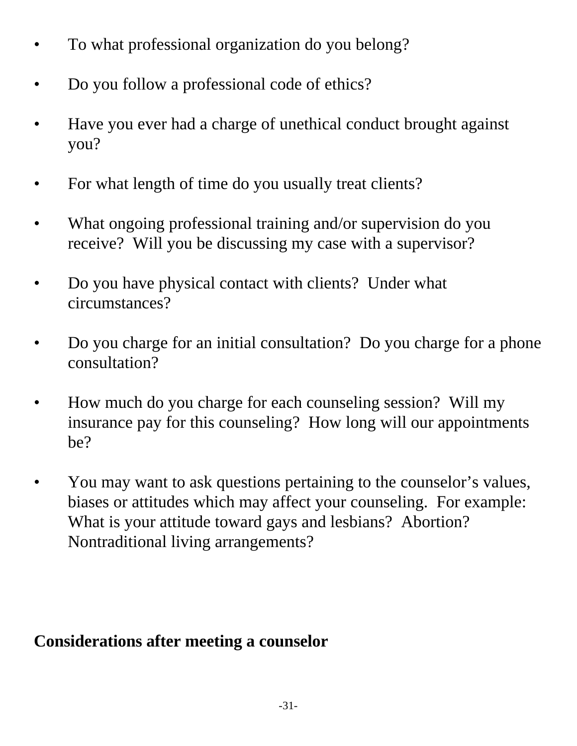- To what professional organization do you belong?

- Do you follow a professional code of ethics?

- Have you ever had a charge of unethical conduct brought against you?

- For what length of time do you usually treat clients?

- What ongoing professional training and/or supervision do you receive? Will you be discussing my case with a supervisor?

- Do you have physical contact with clients? Under what circumstances?

- Do you charge for an initial consultation? Do you charge for a phone consultation?

- How much do you charge for each counseling session? Will my insurance pay for this counseling? How long will our appointments be?

- You may want to ask questions pertaining to the counselor's values, biases or attitudes which may affect your counseling. For example: What is your attitude toward gays and lesbians? Abortion? Nontraditional living arrangements?

**Considerations after meeting a counselor**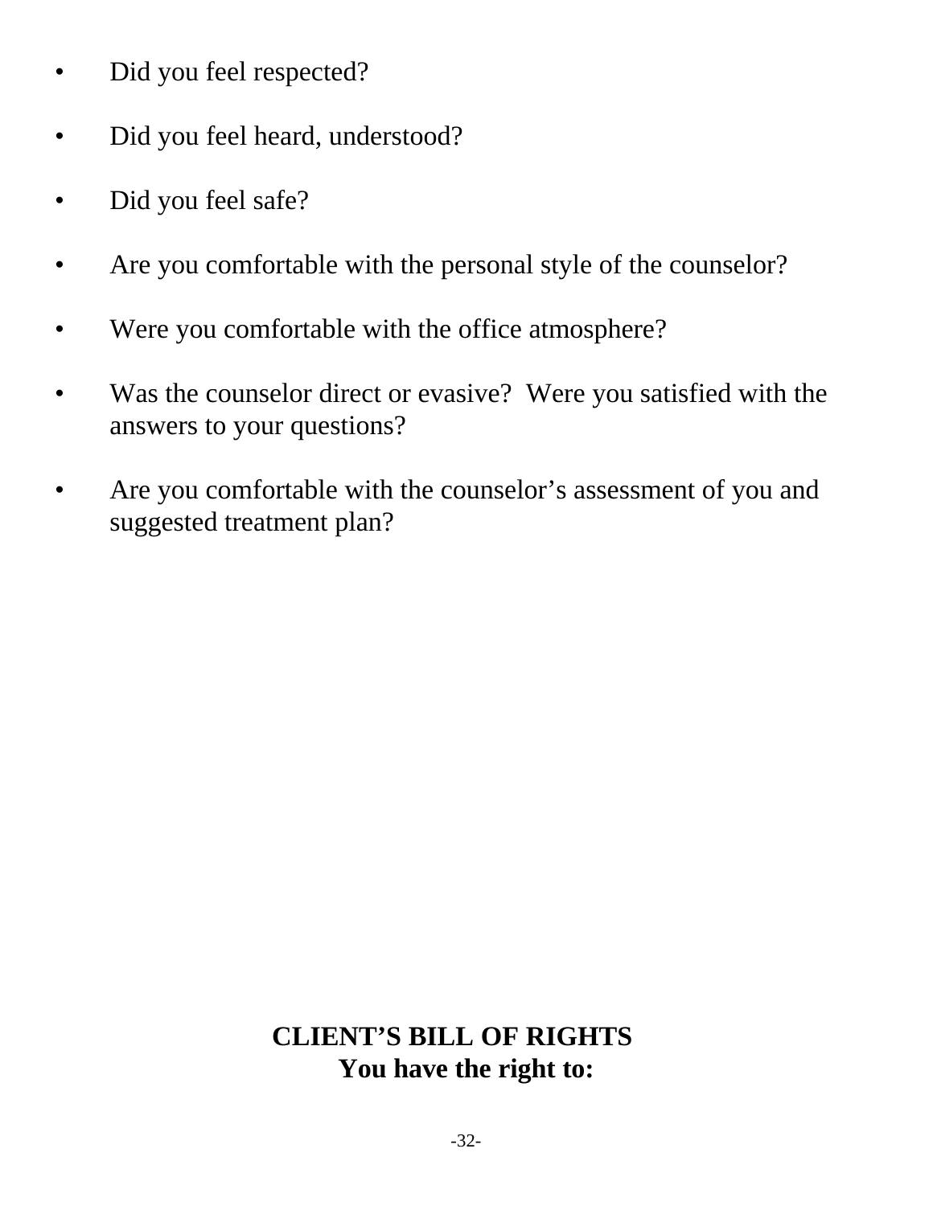- Did you feel respected?
- Did you feel heard, understood?
- Did you feel safe?
- Are you comfortable with the personal style of the counselor?
- Were you comfortable with the office atmosphere?
- Was the counselor direct or evasive?  Were you satisfied with the answers to your questions?
- Are you comfortable with the counselor's assessment of you and suggested treatment plan?

## CLIENT'S BILL OF RIGHTS

**You have the right to:**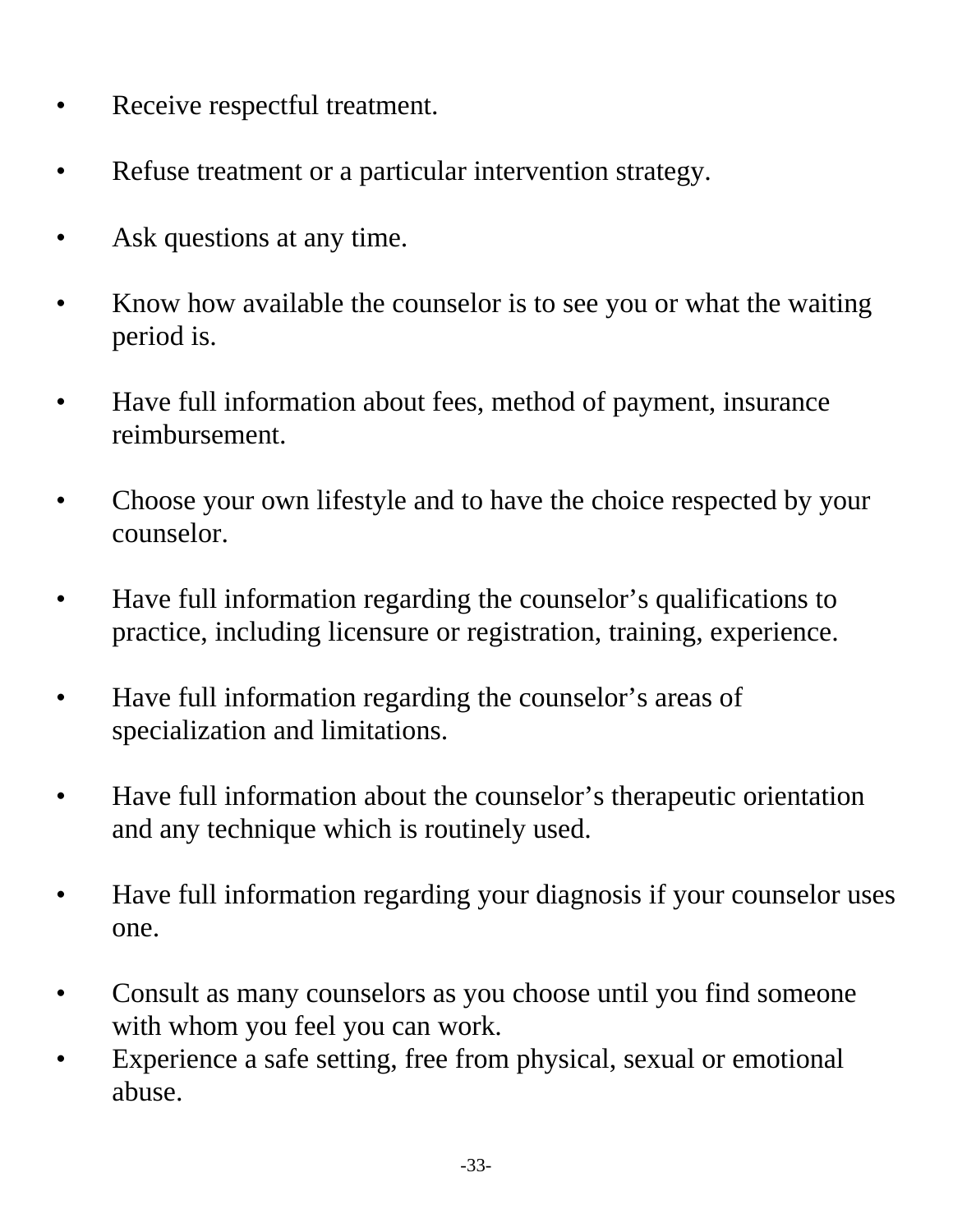- Receive respectful treatment.

- Refuse treatment or a particular intervention strategy.

- Ask questions at any time.

- Know how available the counselor is to see you or what the waiting period is.

- Have full information about fees, method of payment, insurance reimbursement.

- Choose your own lifestyle and to have the choice respected by your counselor.

- Have full information regarding the counselor's qualifications to practice, including licensure or registration, training, experience.

- Have full information regarding the counselor's areas of specialization and limitations.

- Have full information about the counselor's therapeutic orientation and any technique which is routinely used.

- Have full information regarding your diagnosis if your counselor uses one.

- Consult as many counselors as you choose until you find someone with whom you feel you can work.
- Experience a safe setting, free from physical, sexual or emotional abuse.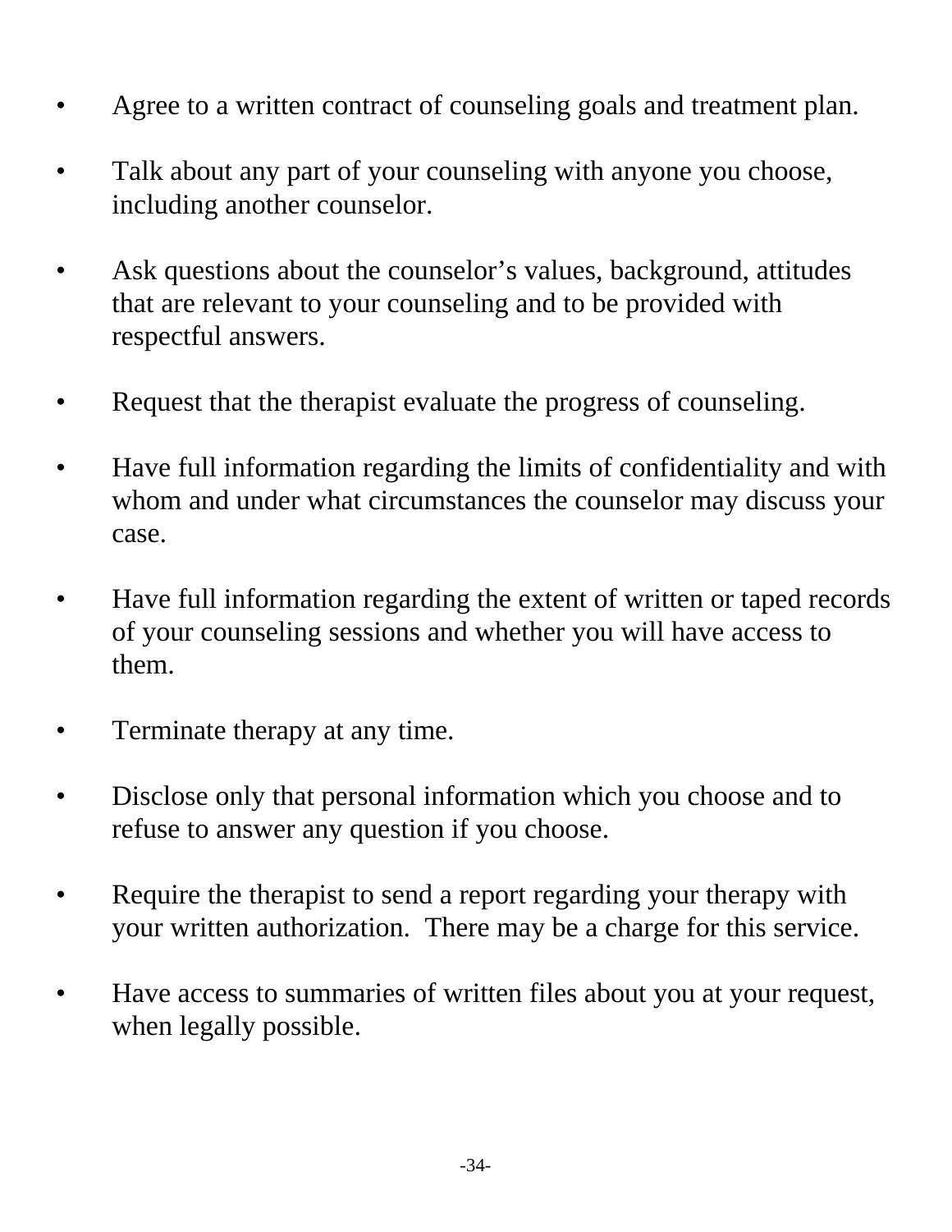- Agree to a written contract of counseling goals and treatment plan.

- Talk about any part of your counseling with anyone you choose, including another counselor.

- Ask questions about the counselor's values, background, attitudes that are relevant to your counseling and to be provided with respectful answers.

- Request that the therapist evaluate the progress of counseling.

- Have full information regarding the limits of confidentiality and with whom and under what circumstances the counselor may discuss your case.

- Have full information regarding the extent of written or taped records of your counseling sessions and whether you will have access to them.

- Terminate therapy at any time.

- Disclose only that personal information which you choose and to refuse to answer any question if you choose.

- Require the therapist to send a report regarding your therapy with your written authorization. There may be a charge for this service.

- Have access to summaries of written files about you at your request, when legally possible.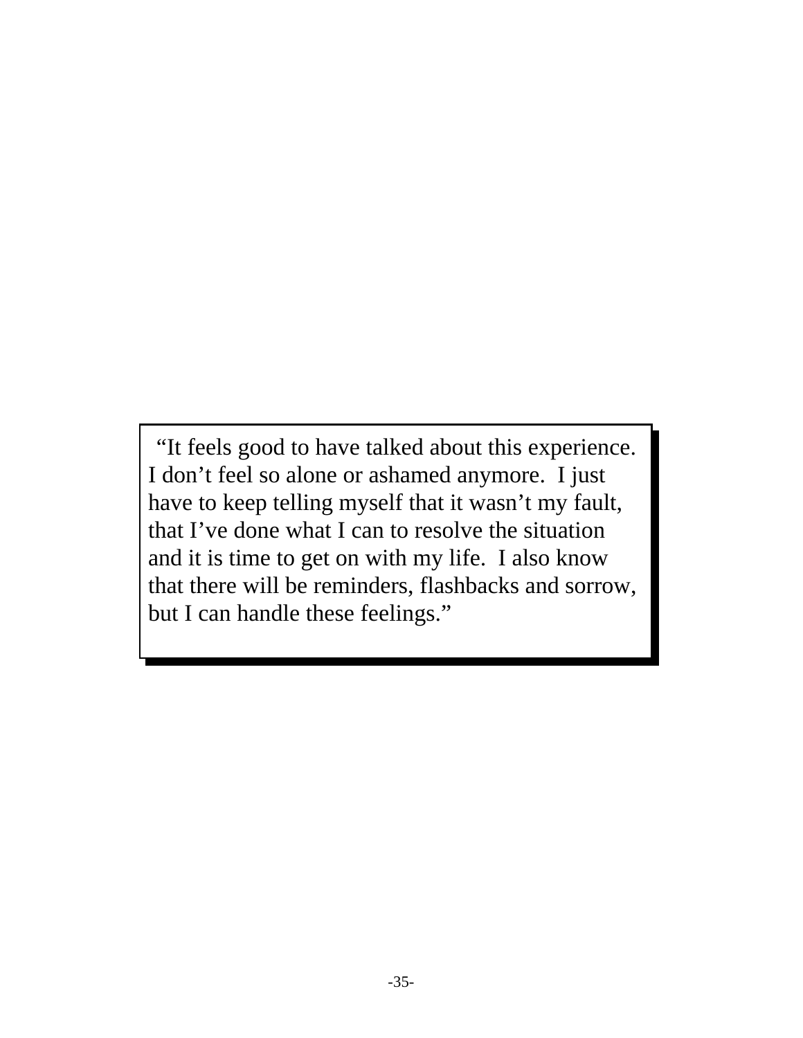"It feels good to have talked about this experience. I don't feel so alone or ashamed anymore. I just have to keep telling myself that it wasn't my fault, that I've done what I can to resolve the situation and it is time to get on with my life. I also know that there will be reminders, flashbacks and sorrow, but I can handle these feelings."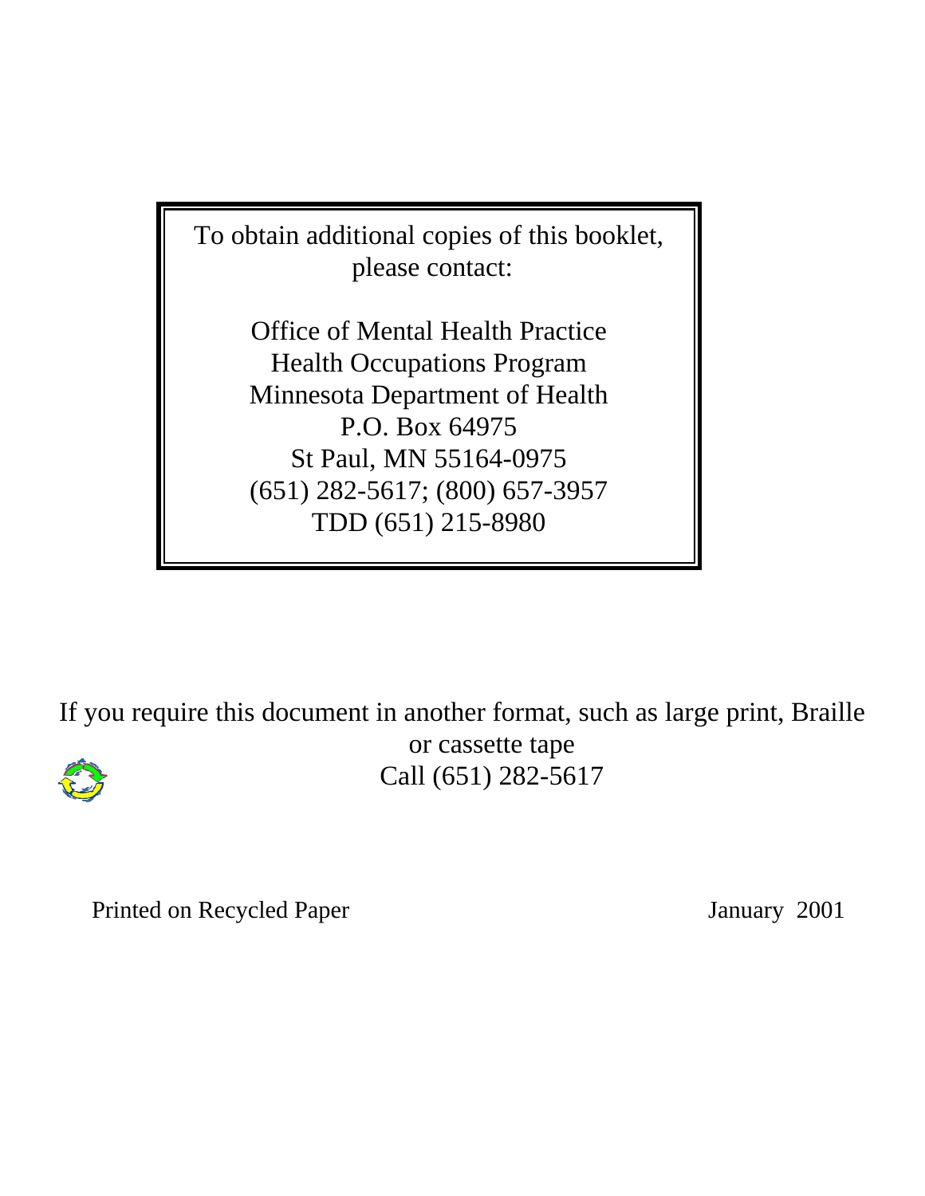To obtain additional copies of this booklet, please contact:

Office of Mental Health Practice
Health Occupations Program
Minnesota Department of Health
P.O. Box 64975
St Paul, MN 55164-0975
(651) 282-5617; (800) 657-3957
TDD (651) 215-8980

If you require this document in another format, such as large print, Braille or cassette tape
Call (651) 282-5617

Printed on Recycled Paper

January 2001